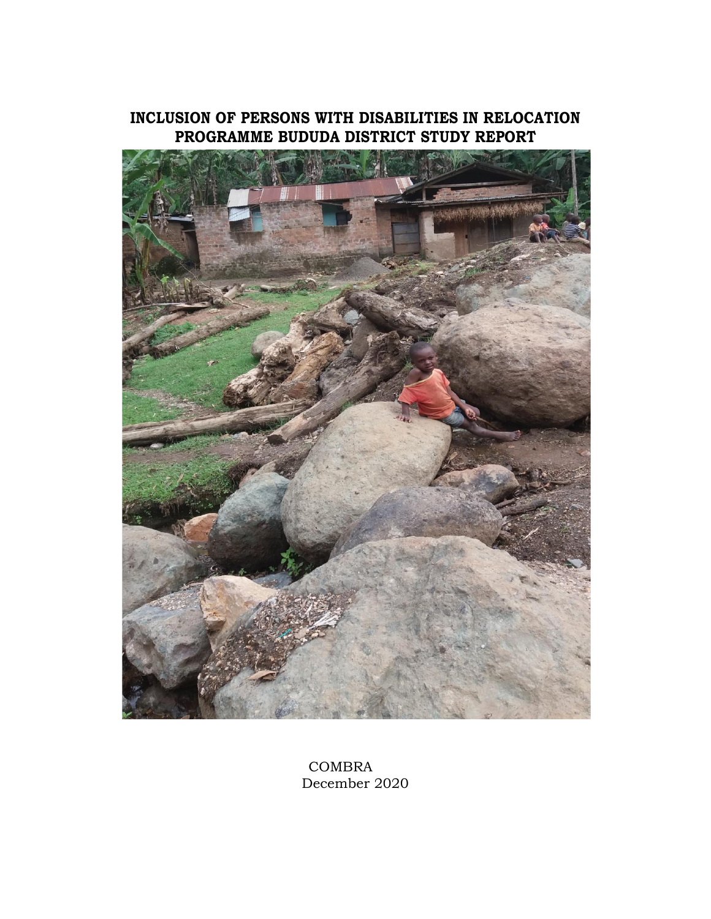# INCLUSION OF PERSONS WITH DISABILITIES IN RELOCATION PROGRAMME BUDUDA DISTRICT STUDY REPORT

COMBRA

December 2020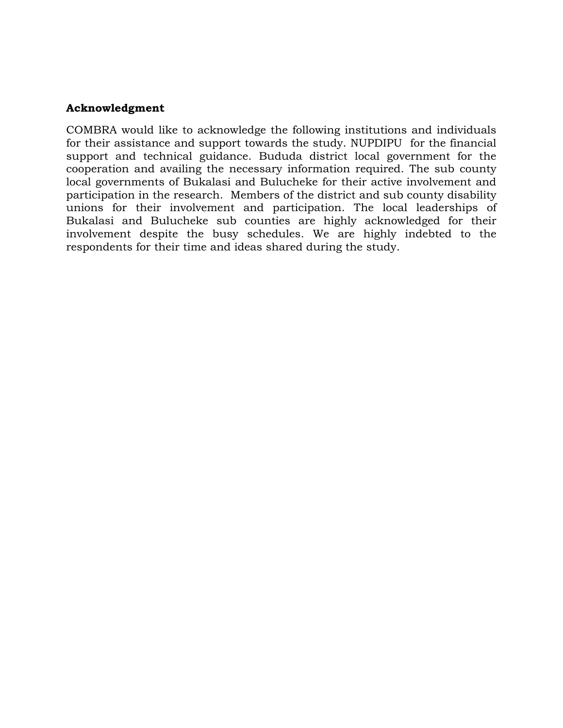## Acknowledgment

COMBRA would like to acknowledge the following institutions and individuals for their assistance and support towards the study. NUPDIPU for the financial support and technical guidance. Bududa district local government for the cooperation and availing the necessary information required. The sub county local governments of Bukalasi and Bulucheke for their active involvement and participation in the research. Members of the district and sub county disability unions for their involvement and participation. The local leaderships of Bukalasi and Bulucheke sub counties are highly acknowledged for their involvement despite the busy schedules. We are highly indebted to the respondents for their time and ideas shared during the study.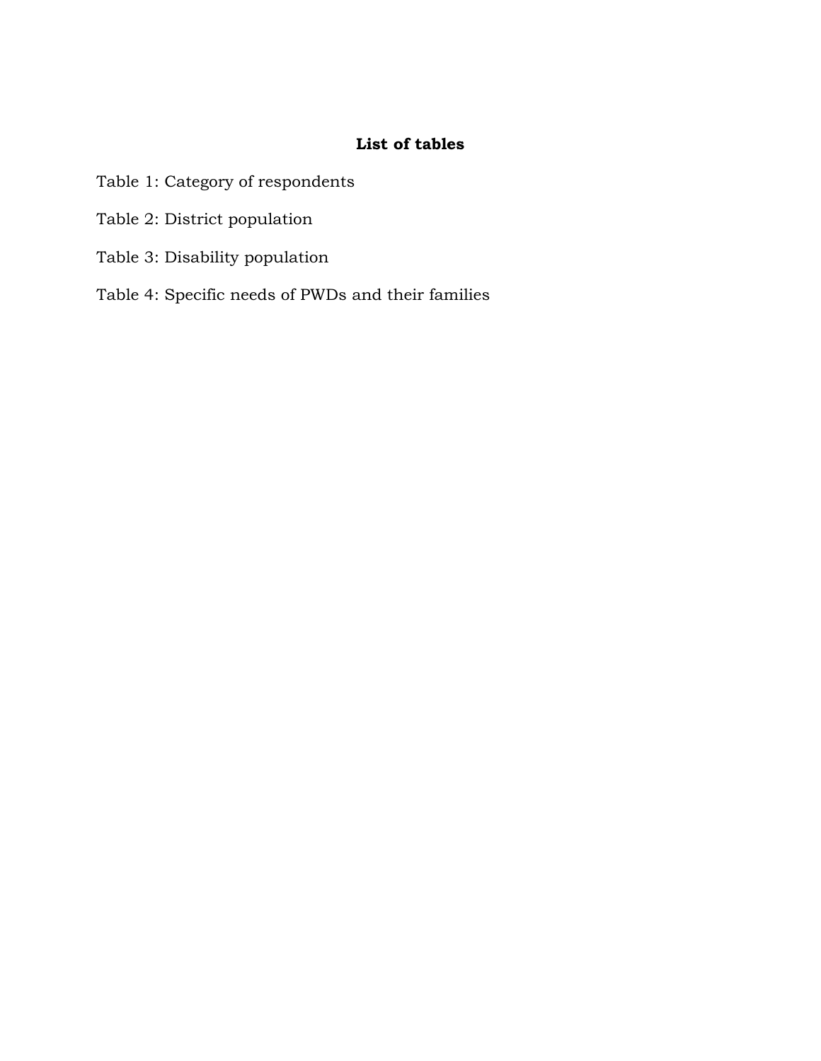**List of tables**

Table 1: Category of respondents

Table 2: District population

Table 3: Disability population

Table 4: Specific needs of PWDs and their families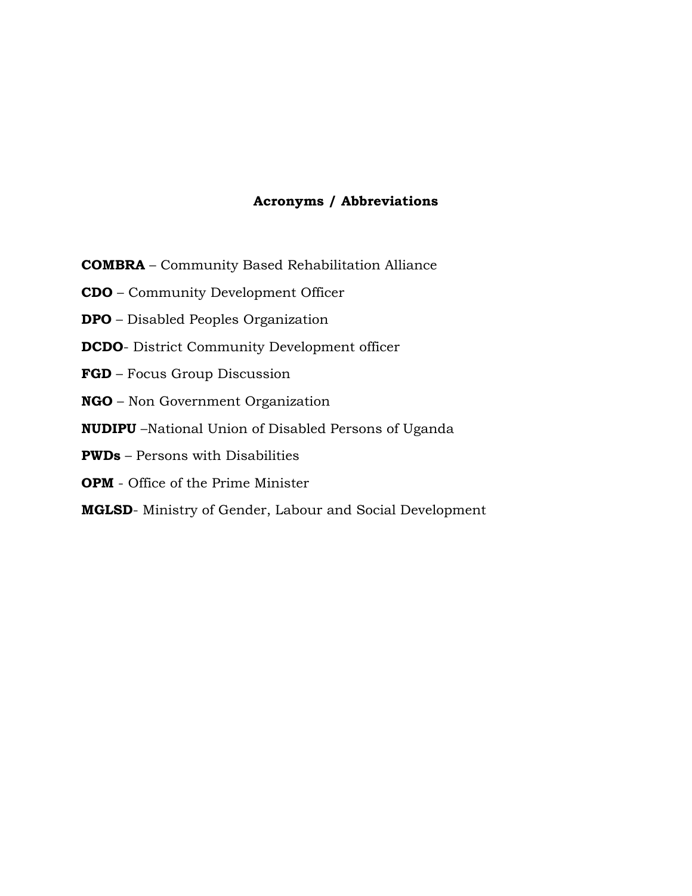## Acronyms / Abbreviations

**COMBRA** – Community Based Rehabilitation Alliance

**CDO** – Community Development Officer

**DPO** – Disabled Peoples Organization

**DCDO**- District Community Development officer

**FGD** – Focus Group Discussion

**NGO** – Non Government Organization

**NUDIPU** –National Union of Disabled Persons of Uganda

**PWDs** – Persons with Disabilities

**OPM** - Office of the Prime Minister

**MGLSD**- Ministry of Gender, Labour and Social Development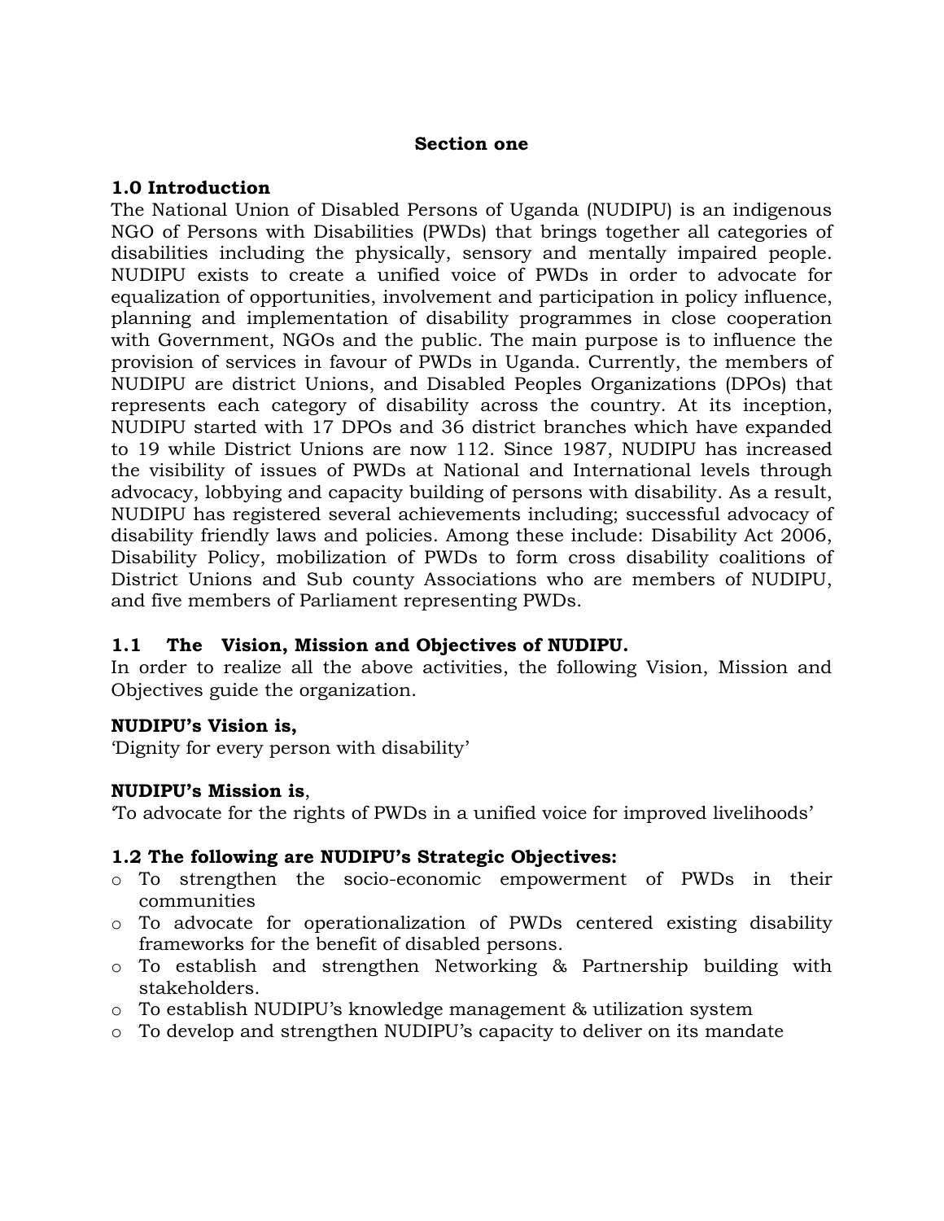**Section one**

## 1.0 Introduction

The National Union of Disabled Persons of Uganda (NUDIPU) is an indigenous NGO of Persons with Disabilities (PWDs) that brings together all categories of disabilities including the physically, sensory and mentally impaired people. NUDIPU exists to create a unified voice of PWDs in order to advocate for equalization of opportunities, involvement and participation in policy influence, planning and implementation of disability programmes in close cooperation with Government, NGOs and the public. The main purpose is to influence the provision of services in favour of PWDs in Uganda. Currently, the members of NUDIPU are district Unions, and Disabled Peoples Organizations (DPOs) that represents each category of disability across the country. At its inception, NUDIPU started with 17 DPOs and 36 district branches which have expanded to 19 while District Unions are now 112. Since 1987, NUDIPU has increased the visibility of issues of PWDs at National and International levels through advocacy, lobbying and capacity building of persons with disability. As a result, NUDIPU has registered several achievements including; successful advocacy of disability friendly laws and policies. Among these include: Disability Act 2006, Disability Policy, mobilization of PWDs to form cross disability coalitions of District Unions and Sub county Associations who are members of NUDIPU, and five members of Parliament representing PWDs.

### 1.1 The Vision, Mission and Objectives of NUDIPU.

In order to realize all the above activities, the following Vision, Mission and Objectives guide the organization.

**NUDIPU's Vision is,**

'Dignity for every person with disability'

**NUDIPU's Mission is**,

'To advocate for the rights of PWDs in a unified voice for improved livelihoods'

### 1.2 The following are NUDIPU's Strategic Objectives:

- To strengthen the socio-economic empowerment of PWDs in their communities
- To advocate for operationalization of PWDs centered existing disability frameworks for the benefit of disabled persons.
- To establish and strengthen Networking & Partnership building with stakeholders.
- To establish NUDIPU's knowledge management & utilization system
- To develop and strengthen NUDIPU's capacity to deliver on its mandate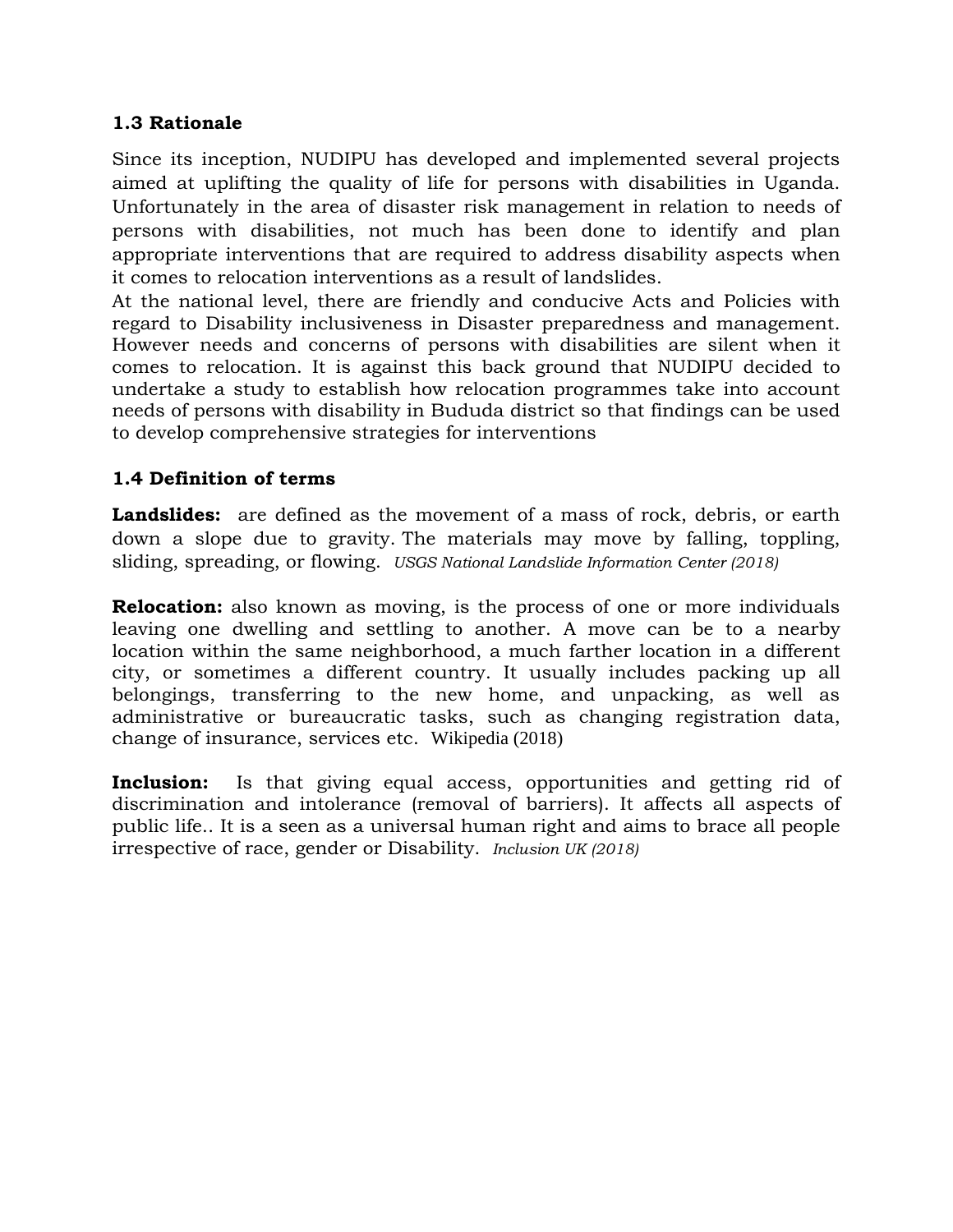### 1.3 Rationale

Since its inception, NUDIPU has developed and implemented several projects aimed at uplifting the quality of life for persons with disabilities in Uganda. Unfortunately in the area of disaster risk management in relation to needs of persons with disabilities, not much has been done to identify and plan appropriate interventions that are required to address disability aspects when it comes to relocation interventions as a result of landslides.

At the national level, there are friendly and conducive Acts and Policies with regard to Disability inclusiveness in Disaster preparedness and management. However needs and concerns of persons with disabilities are silent when it comes to relocation. It is against this back ground that NUDIPU decided to undertake a study to establish how relocation programmes take into account needs of persons with disability in Bududa district so that findings can be used to develop comprehensive strategies for interventions

### 1.4 Definition of terms

**Landslides:** are defined as the movement of a mass of rock, debris, or earth down a slope due to gravity. The materials may move by falling, toppling, sliding, spreading, or flowing. *USGS National Landslide Information Center (2018)*

**Relocation:** also known as moving, is the process of one or more individuals leaving one dwelling and settling to another. A move can be to a nearby location within the same neighborhood, a much farther location in a different city, or sometimes a different country. It usually includes packing up all belongings, transferring to the new home, and unpacking, as well as administrative or bureaucratic tasks, such as changing registration data, change of insurance, services etc. Wikipedia (2018)

**Inclusion:** Is that giving equal access, opportunities and getting rid of discrimination and intolerance (removal of barriers). It affects all aspects of public life.. It is a seen as a universal human right and aims to brace all people irrespective of race, gender or Disability. *Inclusion UK (2018)*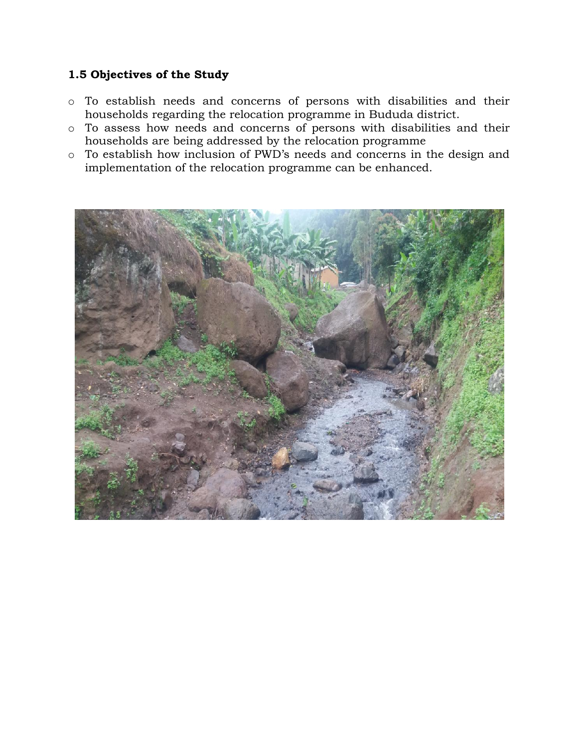### 1.5 Objectives of the Study

- To establish needs and concerns of persons with disabilities and their households regarding the relocation programme in Bududa district.
- To assess how needs and concerns of persons with disabilities and their households are being addressed by the relocation programme
- To establish how inclusion of PWD's needs and concerns in the design and implementation of the relocation programme can be enhanced.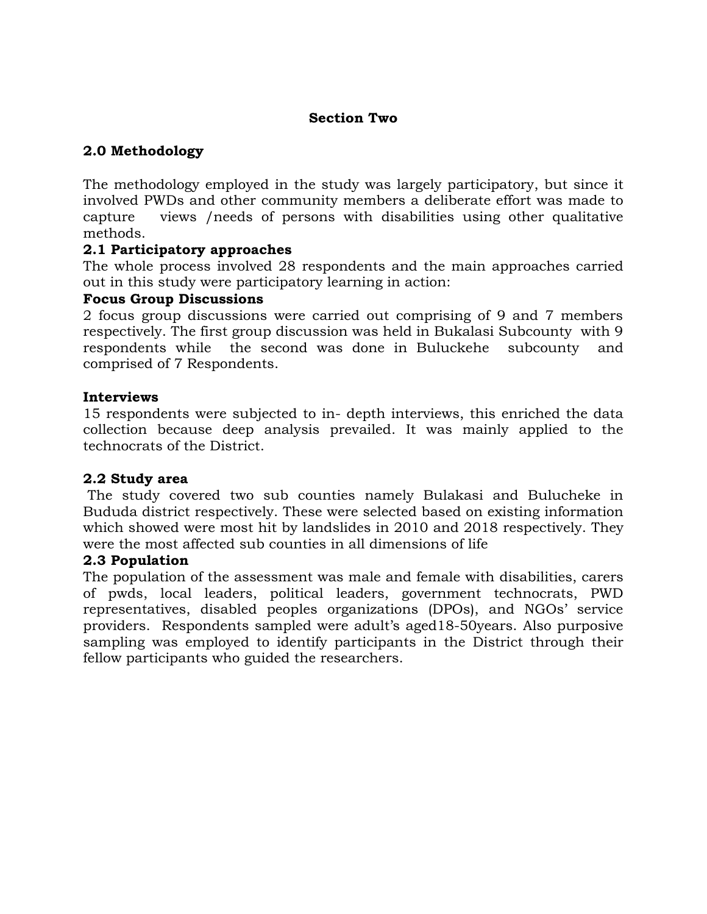**Section Two**

## 2.0 Methodology

The methodology employed in the study was largely participatory, but since it involved PWDs and other community members a deliberate effort was made to capture views /needs of persons with disabilities using other qualitative methods.

### 2.1 Participatory approaches

The whole process involved 28 respondents and the main approaches carried out in this study were participatory learning in action:

**Focus Group Discussions**

2 focus group discussions were carried out comprising of 9 and 7 members respectively. The first group discussion was held in Bukalasi Subcounty with 9 respondents while the second was done in Buluckehe subcounty and comprised of 7 Respondents.

**Interviews**

15 respondents were subjected to in- depth interviews, this enriched the data collection because deep analysis prevailed. It was mainly applied to the technocrats of the District.

### 2.2 Study area

The study covered two sub counties namely Bulakasi and Bulucheke in Bududa district respectively. These were selected based on existing information which showed were most hit by landslides in 2010 and 2018 respectively. They were the most affected sub counties in all dimensions of life

### 2.3 Population

The population of the assessment was male and female with disabilities, carers of pwds, local leaders, political leaders, government technocrats, PWD representatives, disabled peoples organizations (DPOs), and NGOs' service providers. Respondents sampled were adult's aged18-50years. Also purposive sampling was employed to identify participants in the District through their fellow participants who guided the researchers.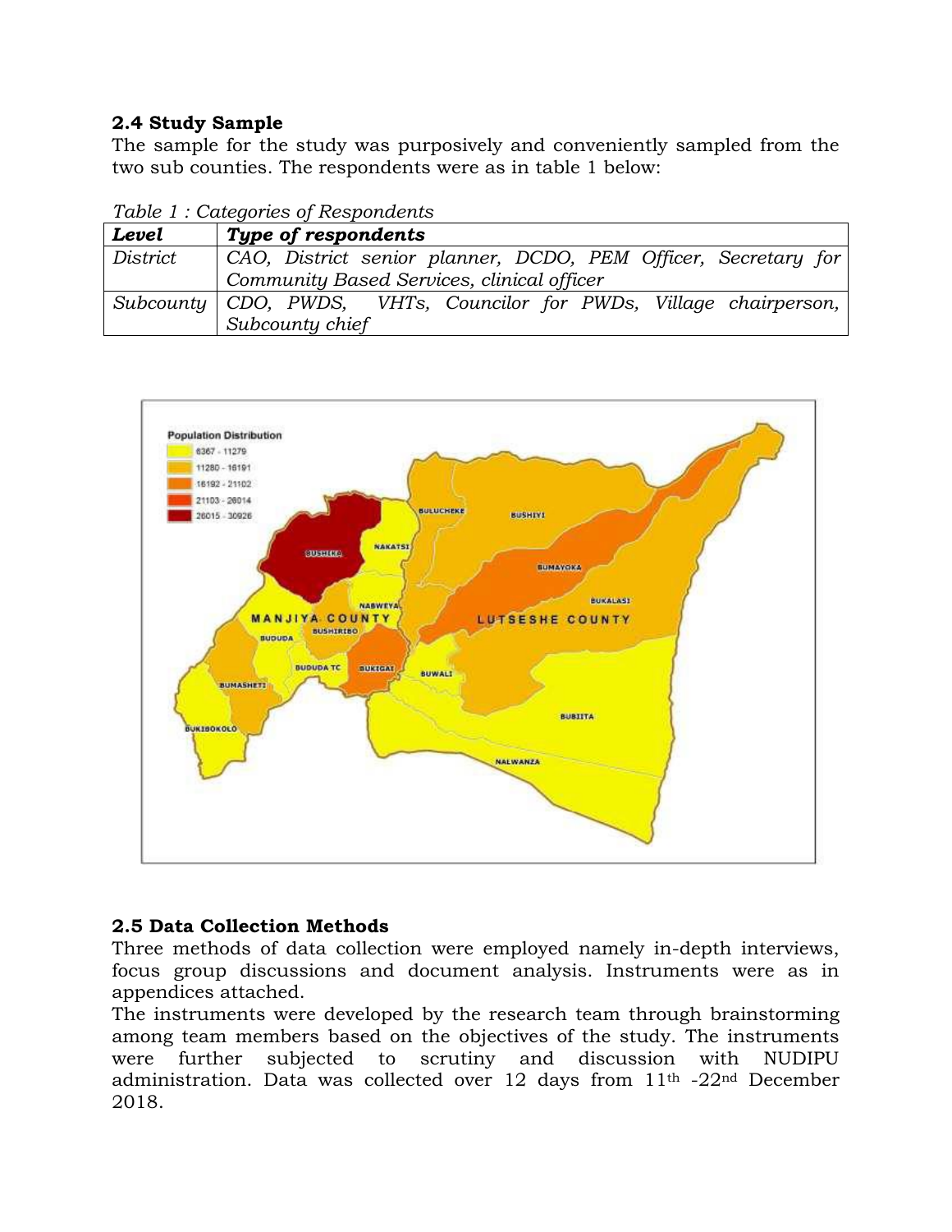### 2.4 Study Sample

The sample for the study was purposively and conveniently sampled from the two sub counties. The respondents were as in table 1 below:

*Table 1 : Categories of Respondents*

| ***Level*** | ***Type of respondents*** |
|---|---|
| *District* | *CAO, District senior planner, DCDO, PEM Officer, Secretary for Community Based Services, clinical officer* |
| *Subcounty* | *CDO, PWDS, VHTs, Councilor for PWDs, Village chairperson, Subcounty chief* |

Population Distribution
6367 - 11279
11280 - 16191
16192 - 21102
21103 - 26014
26015 - 30926

BUSHIKA
NAKATSI
BULUCHEKE
BUSHIYI
BUMAYOKA
BUKALASI
NABWEYA
MANJIYA COUNTY
LUTSESHE COUNTY
BUSHIRIBO
BUDUDA
BUDUDA TC
BUKIGAI
BUWALI
BUMASHETI
BUBIITA
BUKIBOKOLO
NALWANZA

### 2.5 Data Collection Methods

Three methods of data collection were employed namely in-depth interviews, focus group discussions and document analysis. Instruments were as in appendices attached.

The instruments were developed by the research team through brainstorming among team members based on the objectives of the study. The instruments were further subjected to scrutiny and discussion with NUDIPU administration. Data was collected over 12 days from 11th -22nd December 2018.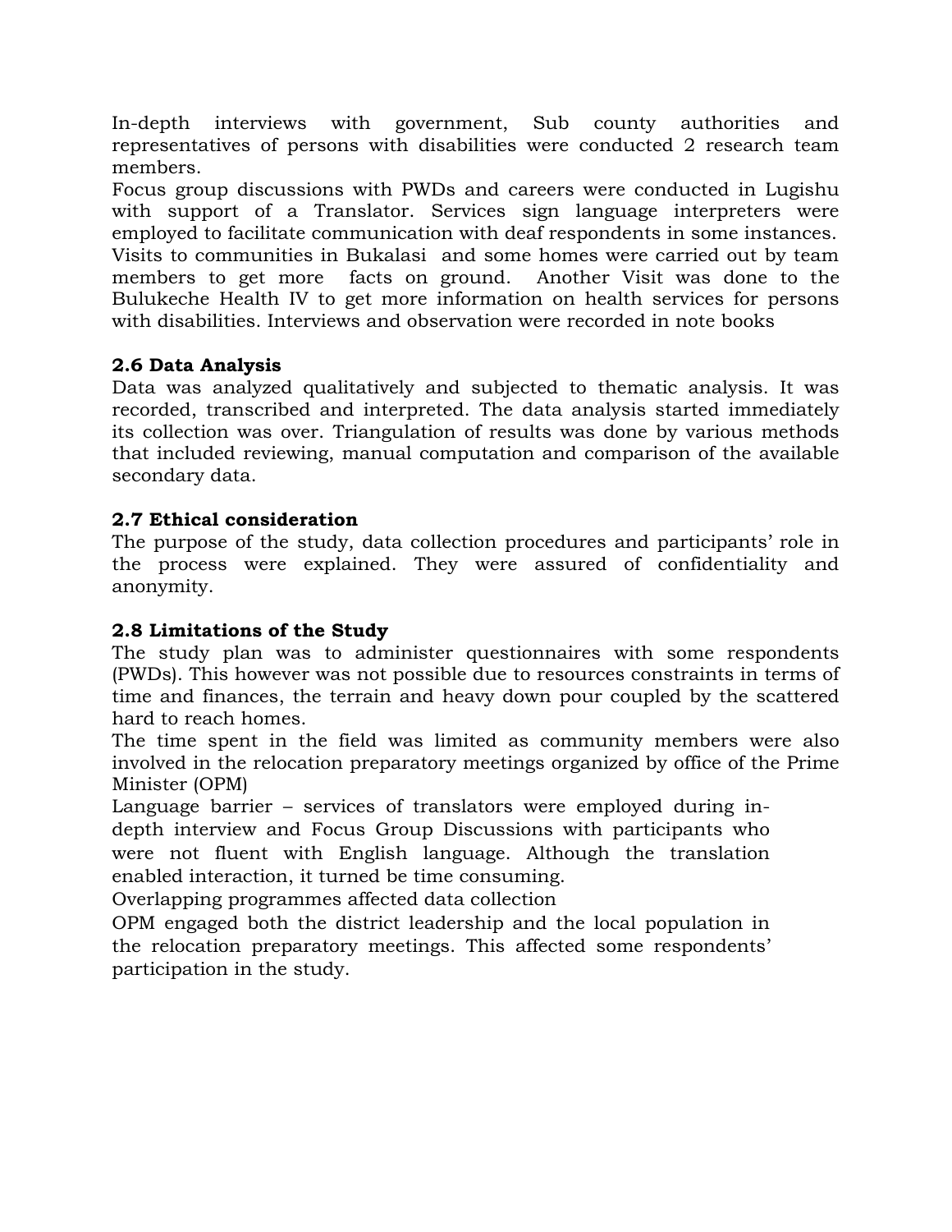In-depth interviews with government, Sub county authorities and representatives of persons with disabilities were conducted 2 research team members.

Focus group discussions with PWDs and careers were conducted in Lugishu with support of a Translator. Services sign language interpreters were employed to facilitate communication with deaf respondents in some instances.

Visits to communities in Bukalasi and some homes were carried out by team members to get more facts on ground. Another Visit was done to the Bulukeche Health IV to get more information on health services for persons with disabilities. Interviews and observation were recorded in note books

**2.6 Data Analysis**

Data was analyzed qualitatively and subjected to thematic analysis. It was recorded, transcribed and interpreted. The data analysis started immediately its collection was over. Triangulation of results was done by various methods that included reviewing, manual computation and comparison of the available secondary data.

**2.7 Ethical consideration**

The purpose of the study, data collection procedures and participants' role in the process were explained. They were assured of confidentiality and anonymity.

**2.8 Limitations of the Study**

The study plan was to administer questionnaires with some respondents (PWDs). This however was not possible due to resources constraints in terms of time and finances, the terrain and heavy down pour coupled by the scattered hard to reach homes.

The time spent in the field was limited as community members were also involved in the relocation preparatory meetings organized by office of the Prime Minister (OPM)

Language barrier – services of translators were employed during in-depth interview and Focus Group Discussions with participants who were not fluent with English language. Although the translation enabled interaction, it turned be time consuming.

Overlapping programmes affected data collection

OPM engaged both the district leadership and the local population in the relocation preparatory meetings. This affected some respondents' participation in the study.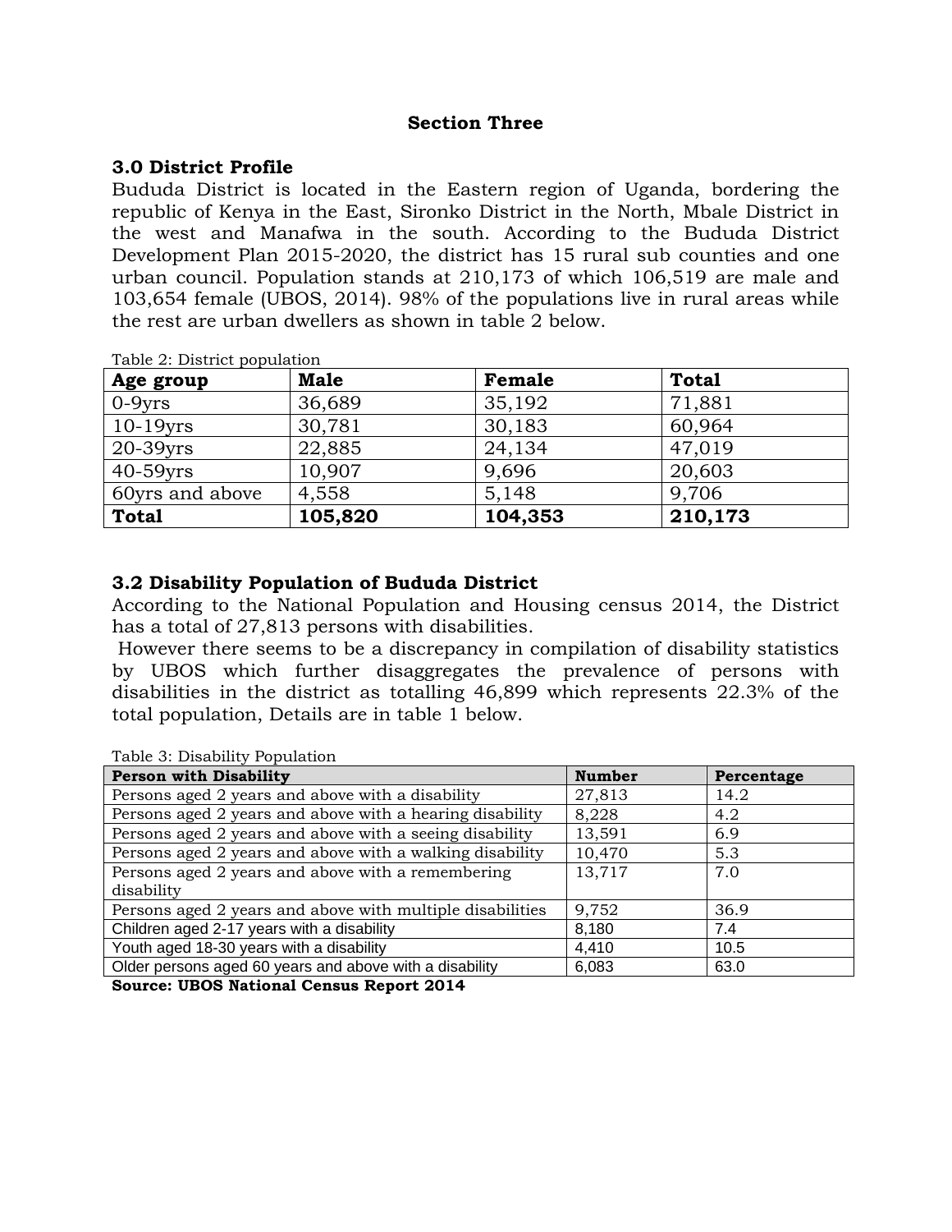## Section Three

### 3.0 District Profile

Bududa District is located in the Eastern region of Uganda, bordering the republic of Kenya in the East, Sironko District in the North, Mbale District in the west and Manafwa in the south. According to the Bududa District Development Plan 2015-2020, the district has 15 rural sub counties and one urban council. Population stands at 210,173 of which 106,519 are male and 103,654 female (UBOS, 2014). 98% of the populations live in rural areas while the rest are urban dwellers as shown in table 2 below.

Table 2: District population

| Age group | Male | Female | Total |
|---|---|---|---|
| 0-9yrs | 36,689 | 35,192 | 71,881 |
| 10-19yrs | 30,781 | 30,183 | 60,964 |
| 20-39yrs | 22,885 | 24,134 | 47,019 |
| 40-59yrs | 10,907 | 9,696 | 20,603 |
| 60yrs and above | 4,558 | 5,148 | 9,706 |
| **Total** | **105,820** | **104,353** | **210,173** |

### 3.2 Disability Population of Bududa District

According to the National Population and Housing census 2014, the District has a total of 27,813 persons with disabilities.

However there seems to be a discrepancy in compilation of disability statistics by UBOS which further disaggregates the prevalence of persons with disabilities in the district as totalling 46,899 which represents 22.3% of the total population, Details are in table 1 below.

Table 3: Disability Population

| Person with Disability | Number | Percentage |
|---|---|---|
| Persons aged 2 years and above with a disability | 27,813 | 14.2 |
| Persons aged 2 years and above with a hearing disability | 8,228 | 4.2 |
| Persons aged 2 years and above with a seeing disability | 13,591 | 6.9 |
| Persons aged 2 years and above with a walking disability | 10,470 | 5.3 |
| Persons aged 2 years and above with a remembering disability | 13,717 | 7.0 |
| Persons aged 2 years and above with multiple disabilities | 9,752 | 36.9 |
| Children aged 2-17 years with a disability | 8,180 | 7.4 |
| Youth aged 18-30 years with a disability | 4,410 | 10.5 |
| Older persons aged 60 years and above with a disability | 6,083 | 63.0 |

**Source: UBOS National Census Report 2014**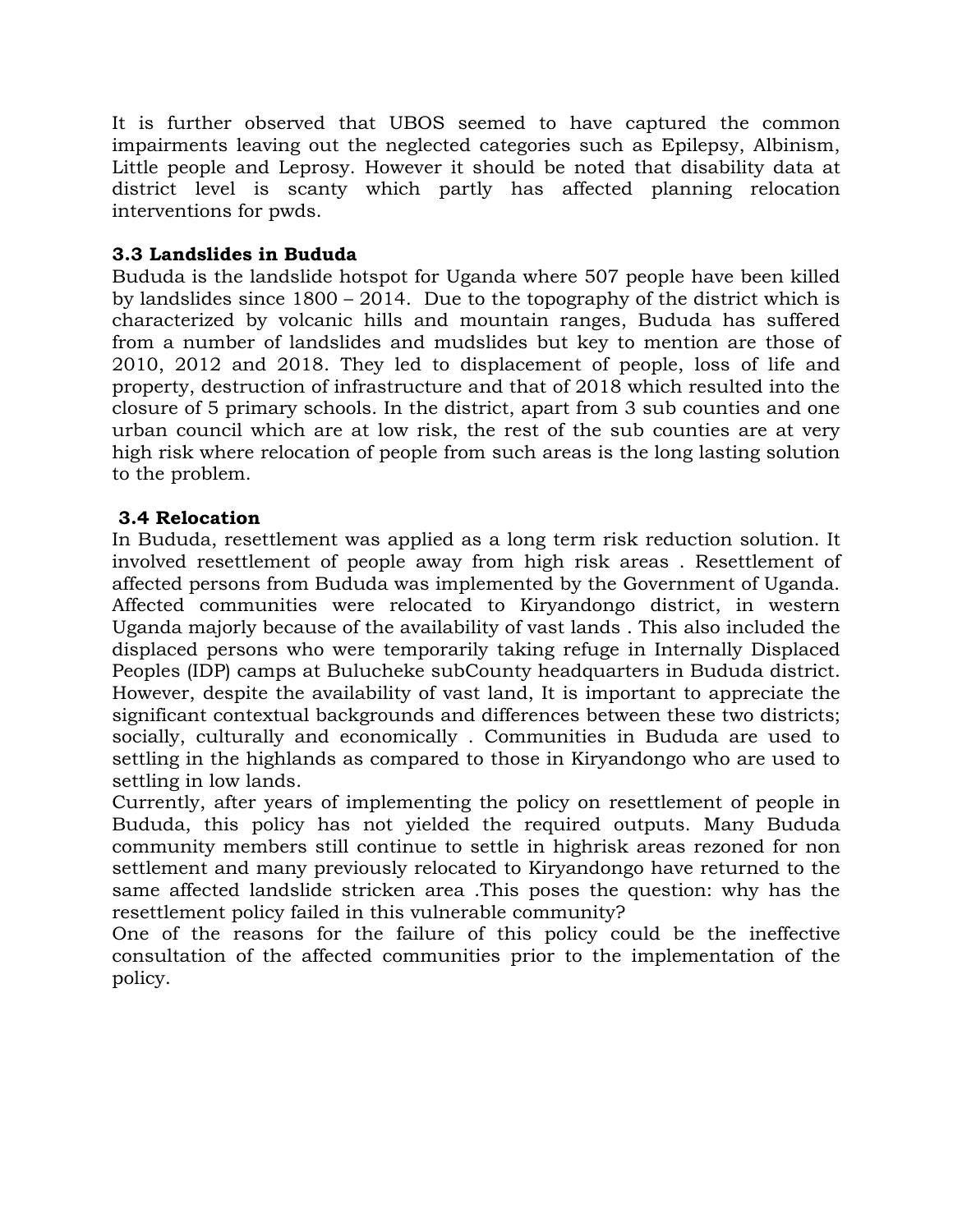It is further observed that UBOS seemed to have captured the common impairments leaving out the neglected categories such as Epilepsy, Albinism, Little people and Leprosy. However it should be noted that disability data at district level is scanty which partly has affected planning relocation interventions for pwds.

### 3.3 Landslides in Bududa

Bududa is the landslide hotspot for Uganda where 507 people have been killed by landslides since 1800 – 2014. Due to the topography of the district which is characterized by volcanic hills and mountain ranges, Bududa has suffered from a number of landslides and mudslides but key to mention are those of 2010, 2012 and 2018. They led to displacement of people, loss of life and property, destruction of infrastructure and that of 2018 which resulted into the closure of 5 primary schools. In the district, apart from 3 sub counties and one urban council which are at low risk, the rest of the sub counties are at very high risk where relocation of people from such areas is the long lasting solution to the problem.

### 3.4 Relocation

In Bududa, resettlement was applied as a long term risk reduction solution. It involved resettlement of people away from high risk areas . Resettlement of affected persons from Bududa was implemented by the Government of Uganda. Affected communities were relocated to Kiryandongo district, in western Uganda majorly because of the availability of vast lands . This also included the displaced persons who were temporarily taking refuge in Internally Displaced Peoples (IDP) camps at Bulucheke subCounty headquarters in Bududa district. However, despite the availability of vast land, It is important to appreciate the significant contextual backgrounds and differences between these two districts; socially, culturally and economically . Communities in Bududa are used to settling in the highlands as compared to those in Kiryandongo who are used to settling in low lands.

Currently, after years of implementing the policy on resettlement of people in Bududa, this policy has not yielded the required outputs. Many Bududa community members still continue to settle in highrisk areas rezoned for non settlement and many previously relocated to Kiryandongo have returned to the same affected landslide stricken area .This poses the question: why has the resettlement policy failed in this vulnerable community?

One of the reasons for the failure of this policy could be the ineffective consultation of the affected communities prior to the implementation of the policy.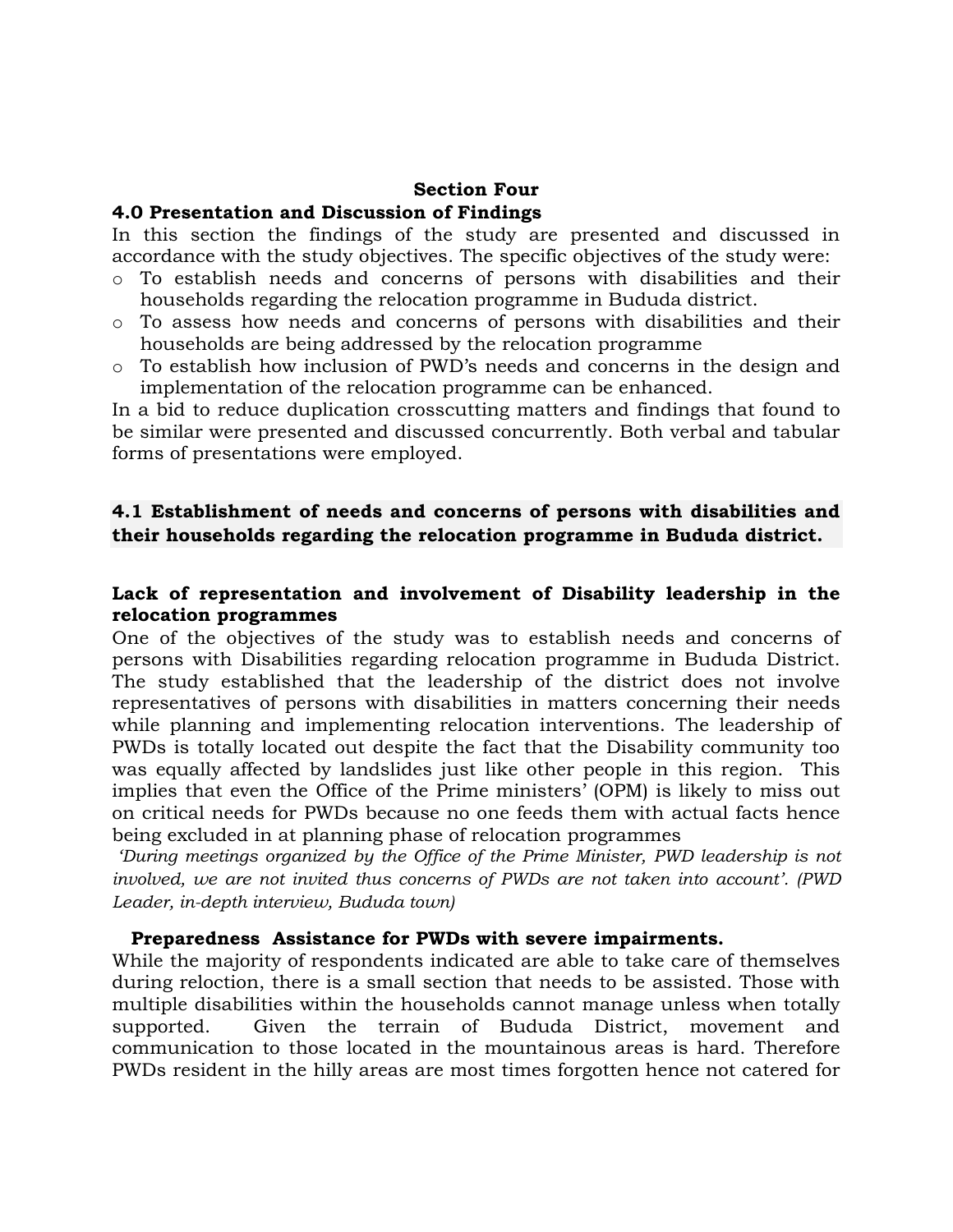# Section Four

## 4.0 Presentation and Discussion of Findings

In this section the findings of the study are presented and discussed in accordance with the study objectives. The specific objectives of the study were:

- To establish needs and concerns of persons with disabilities and their households regarding the relocation programme in Bududa district.
- To assess how needs and concerns of persons with disabilities and their households are being addressed by the relocation programme
- To establish how inclusion of PWD's needs and concerns in the design and implementation of the relocation programme can be enhanced.

In a bid to reduce duplication crosscutting matters and findings that found to be similar were presented and discussed concurrently. Both verbal and tabular forms of presentations were employed.

## 4.1 Establishment of needs and concerns of persons with disabilities and their households regarding the relocation programme in Bududa district.

### Lack of representation and involvement of Disability leadership in the relocation programmes

One of the objectives of the study was to establish needs and concerns of persons with Disabilities regarding relocation programme in Bududa District. The study established that the leadership of the district does not involve representatives of persons with disabilities in matters concerning their needs while planning and implementing relocation interventions. The leadership of PWDs is totally located out despite the fact that the Disability community too was equally affected by landslides just like other people in this region. This implies that even the Office of the Prime ministers' (OPM) is likely to miss out on critical needs for PWDs because no one feeds them with actual facts hence being excluded in at planning phase of relocation programmes

*'During meetings organized by the Office of the Prime Minister, PWD leadership is not involved, we are not invited thus concerns of PWDs are not taken into account'. (PWD Leader, in-depth interview, Bududa town)*

### Preparedness Assistance for PWDs with severe impairments.

While the majority of respondents indicated are able to take care of themselves during reloction, there is a small section that needs to be assisted. Those with multiple disabilities within the households cannot manage unless when totally supported. Given the terrain of Bududa District, movement and communication to those located in the mountainous areas is hard. Therefore PWDs resident in the hilly areas are most times forgotten hence not catered for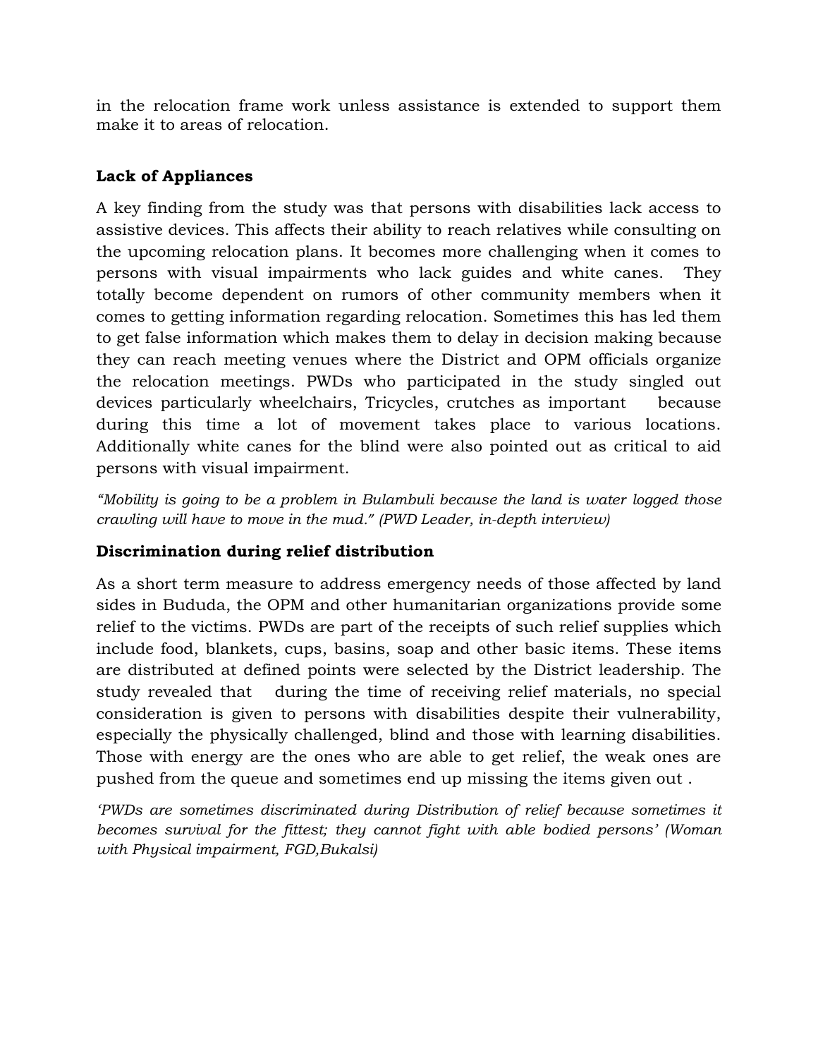in the relocation frame work unless assistance is extended to support them make it to areas of relocation.

**Lack of Appliances**

A key finding from the study was that persons with disabilities lack access to assistive devices. This affects their ability to reach relatives while consulting on the upcoming relocation plans. It becomes more challenging when it comes to persons with visual impairments who lack guides and white canes. They totally become dependent on rumors of other community members when it comes to getting information regarding relocation. Sometimes this has led them to get false information which makes them to delay in decision making because they can reach meeting venues where the District and OPM officials organize the relocation meetings. PWDs who participated in the study singled out devices particularly wheelchairs, Tricycles, crutches as important because during this time a lot of movement takes place to various locations. Additionally white canes for the blind were also pointed out as critical to aid persons with visual impairment.

*"Mobility is going to be a problem in Bulambuli because the land is water logged those crawling will have to move in the mud." (PWD Leader, in-depth interview)*

**Discrimination during relief distribution**

As a short term measure to address emergency needs of those affected by land sides in Bududa, the OPM and other humanitarian organizations provide some relief to the victims. PWDs are part of the receipts of such relief supplies which include food, blankets, cups, basins, soap and other basic items. These items are distributed at defined points were selected by the District leadership. The study revealed that during the time of receiving relief materials, no special consideration is given to persons with disabilities despite their vulnerability, especially the physically challenged, blind and those with learning disabilities. Those with energy are the ones who are able to get relief, the weak ones are pushed from the queue and sometimes end up missing the items given out .

*'PWDs are sometimes discriminated during Distribution of relief because sometimes it becomes survival for the fittest; they cannot fight with able bodied persons' (Woman with Physical impairment, FGD,Bukalsi)*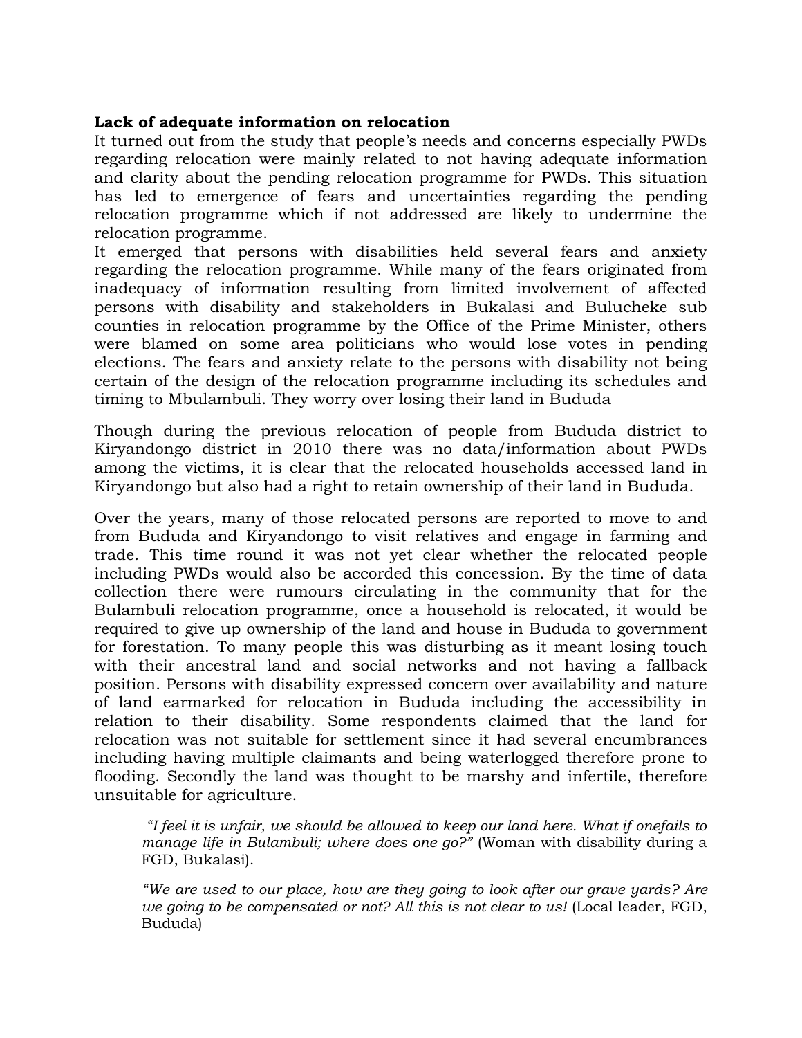**Lack of adequate information on relocation**

It turned out from the study that people's needs and concerns especially PWDs regarding relocation were mainly related to not having adequate information and clarity about the pending relocation programme for PWDs. This situation has led to emergence of fears and uncertainties regarding the pending relocation programme which if not addressed are likely to undermine the relocation programme.

It emerged that persons with disabilities held several fears and anxiety regarding the relocation programme. While many of the fears originated from inadequacy of information resulting from limited involvement of affected persons with disability and stakeholders in Bukalasi and Bulucheke sub counties in relocation programme by the Office of the Prime Minister, others were blamed on some area politicians who would lose votes in pending elections. The fears and anxiety relate to the persons with disability not being certain of the design of the relocation programme including its schedules and timing to Mbulambuli. They worry over losing their land in Bududa

Though during the previous relocation of people from Bududa district to Kiryandongo district in 2010 there was no data/information about PWDs among the victims, it is clear that the relocated households accessed land in Kiryandongo but also had a right to retain ownership of their land in Bududa.

Over the years, many of those relocated persons are reported to move to and from Bududa and Kiryandongo to visit relatives and engage in farming and trade. This time round it was not yet clear whether the relocated people including PWDs would also be accorded this concession. By the time of data collection there were rumours circulating in the community that for the Bulambuli relocation programme, once a household is relocated, it would be required to give up ownership of the land and house in Bududa to government for forestation. To many people this was disturbing as it meant losing touch with their ancestral land and social networks and not having a fallback position. Persons with disability expressed concern over availability and nature of land earmarked for relocation in Bududa including the accessibility in relation to their disability. Some respondents claimed that the land for relocation was not suitable for settlement since it had several encumbrances including having multiple claimants and being waterlogged therefore prone to flooding. Secondly the land was thought to be marshy and infertile, therefore unsuitable for agriculture.

> *"I feel it is unfair, we should be allowed to keep our land here. What if onefails to manage life in Bulambuli; where does one go?"* (Woman with disability during a FGD, Bukalasi).

> *"We are used to our place, how are they going to look after our grave yards? Are we going to be compensated or not? All this is not clear to us!* (Local leader, FGD, Bududa)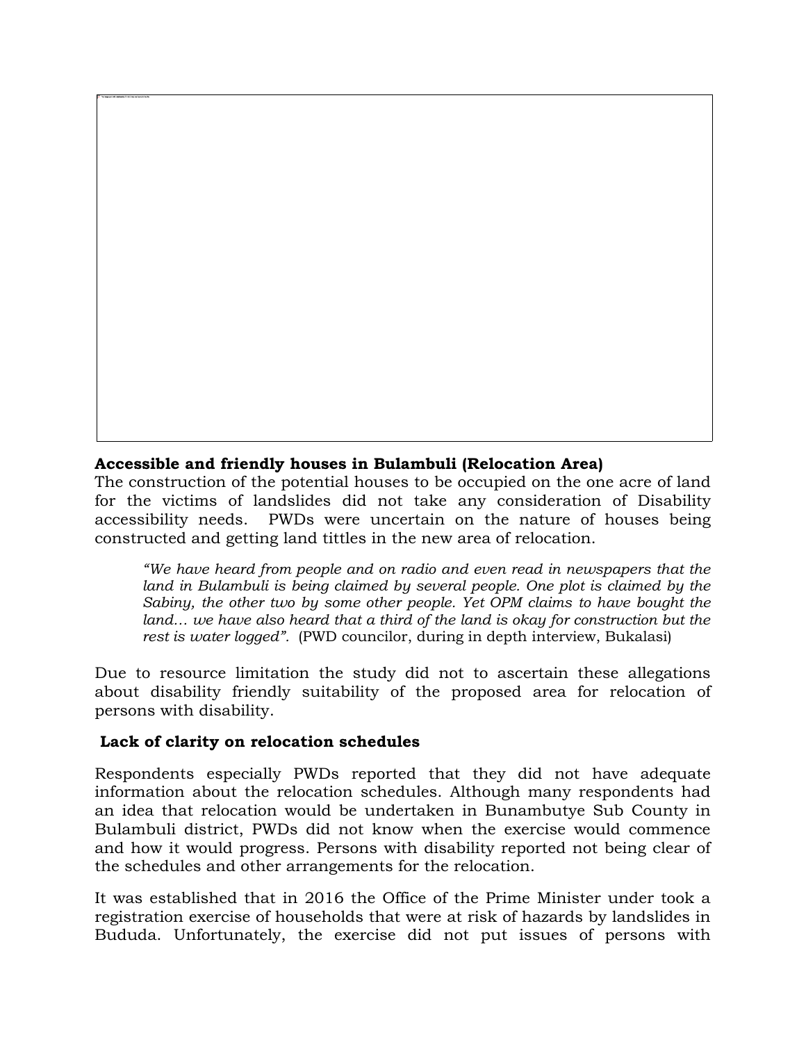**Accessible and friendly houses in Bulambuli (Relocation Area)**

The construction of the potential houses to be occupied on the one acre of land for the victims of landslides did not take any consideration of Disability accessibility needs. PWDs were uncertain on the nature of houses being constructed and getting land tittles in the new area of relocation.

> *"We have heard from people and on radio and even read in newspapers that the land in Bulambuli is being claimed by several people. One plot is claimed by the Sabiny, the other two by some other people. Yet OPM claims to have bought the land… we have also heard that a third of the land is okay for construction but the rest is water logged".* (PWD councilor, during in depth interview, Bukalasi)

Due to resource limitation the study did not to ascertain these allegations about disability friendly suitability of the proposed area for relocation of persons with disability.

**Lack of clarity on relocation schedules**

Respondents especially PWDs reported that they did not have adequate information about the relocation schedules. Although many respondents had an idea that relocation would be undertaken in Bunambutye Sub County in Bulambuli district, PWDs did not know when the exercise would commence and how it would progress. Persons with disability reported not being clear of the schedules and other arrangements for the relocation.

It was established that in 2016 the Office of the Prime Minister under took a registration exercise of households that were at risk of hazards by landslides in Bududa. Unfortunately, the exercise did not put issues of persons with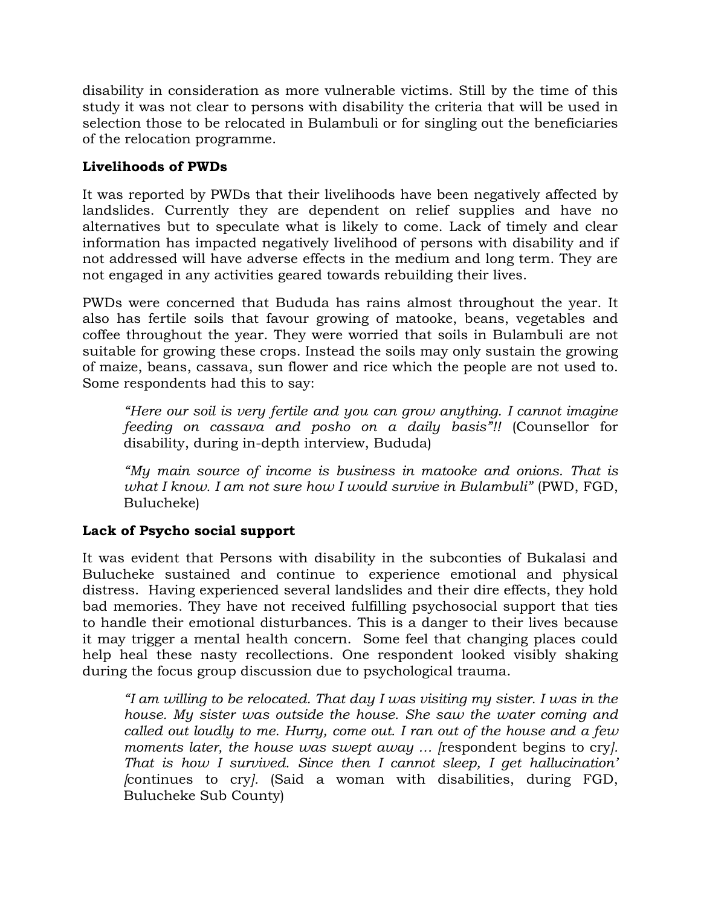disability in consideration as more vulnerable victims. Still by the time of this study it was not clear to persons with disability the criteria that will be used in selection those to be relocated in Bulambuli or for singling out the beneficiaries of the relocation programme.

**Livelihoods of PWDs**

It was reported by PWDs that their livelihoods have been negatively affected by landslides. Currently they are dependent on relief supplies and have no alternatives but to speculate what is likely to come. Lack of timely and clear information has impacted negatively livelihood of persons with disability and if not addressed will have adverse effects in the medium and long term. They are not engaged in any activities geared towards rebuilding their lives.

PWDs were concerned that Bududa has rains almost throughout the year. It also has fertile soils that favour growing of matooke, beans, vegetables and coffee throughout the year. They were worried that soils in Bulambuli are not suitable for growing these crops. Instead the soils may only sustain the growing of maize, beans, cassava, sun flower and rice which the people are not used to. Some respondents had this to say:

> *"Here our soil is very fertile and you can grow anything. I cannot imagine feeding on cassava and posho on a daily basis"!!* (Counsellor for disability, during in-depth interview, Bududa)

> *"My main source of income is business in matooke and onions. That is what I know. I am not sure how I would survive in Bulambuli"* (PWD, FGD, Bulucheke)

**Lack of Psycho social support**

It was evident that Persons with disability in the subconties of Bukalasi and Bulucheke sustained and continue to experience emotional and physical distress. Having experienced several landslides and their dire effects, they hold bad memories. They have not received fulfilling psychosocial support that ties to handle their emotional disturbances. This is a danger to their lives because it may trigger a mental health concern. Some feel that changing places could help heal these nasty recollections. One respondent looked visibly shaking during the focus group discussion due to psychological trauma.

> *"I am willing to be relocated. That day I was visiting my sister. I was in the house. My sister was outside the house. She saw the water coming and called out loudly to me. Hurry, come out. I ran out of the house and a few moments later, the house was swept away … [*respondent begins to cry*]. That is how I survived. Since then I cannot sleep, I get hallucination' [*continues to cry*].* (Said a woman with disabilities, during FGD, Bulucheke Sub County)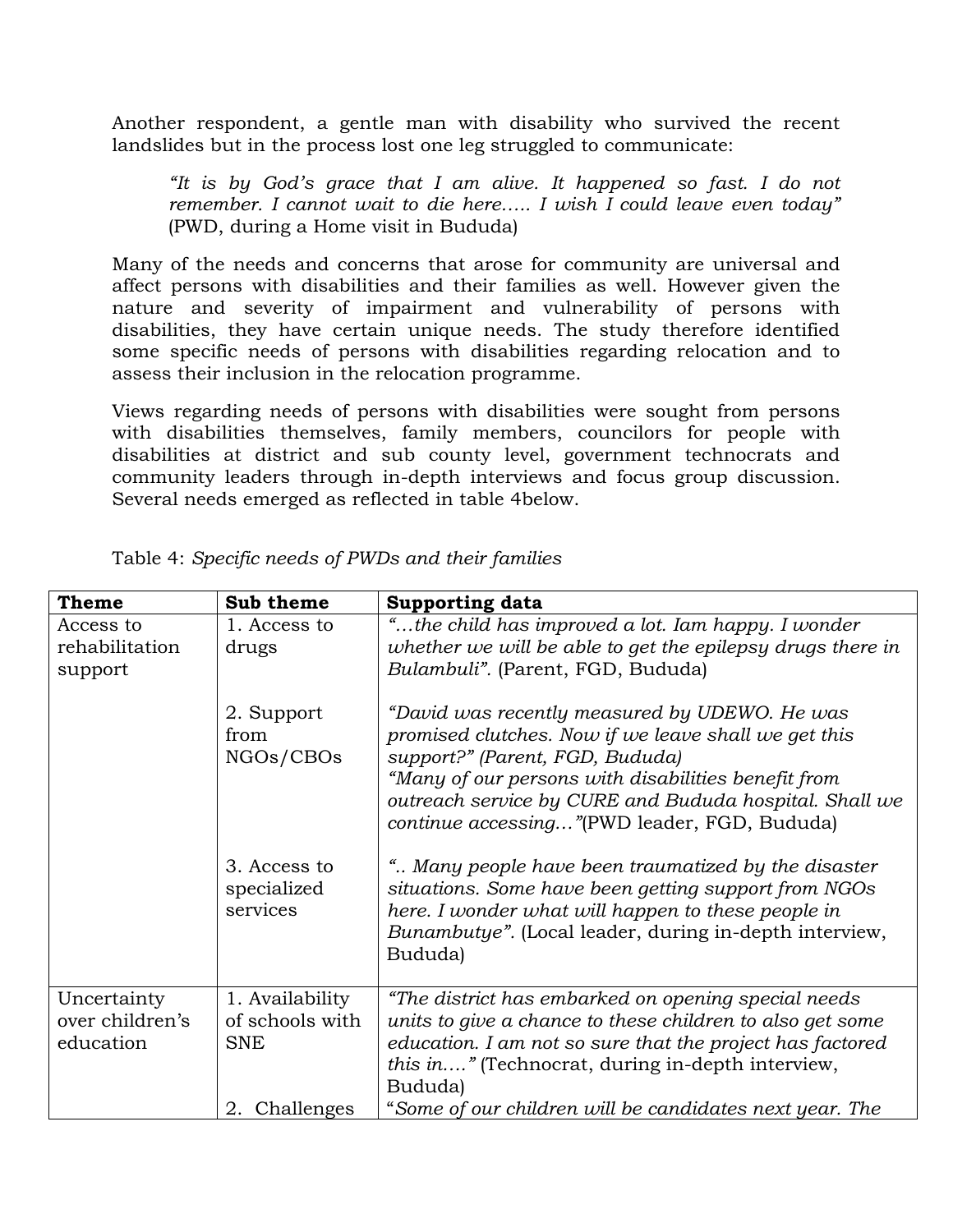Another respondent, a gentle man with disability who survived the recent landslides but in the process lost one leg struggled to communicate:

> *"It is by God's grace that I am alive. It happened so fast. I do not remember. I cannot wait to die here….. I wish I could leave even today"* (PWD, during a Home visit in Bududa)

Many of the needs and concerns that arose for community are universal and affect persons with disabilities and their families as well. However given the nature and severity of impairment and vulnerability of persons with disabilities, they have certain unique needs. The study therefore identified some specific needs of persons with disabilities regarding relocation and to assess their inclusion in the relocation programme.

Views regarding needs of persons with disabilities were sought from persons with disabilities themselves, family members, councilors for people with disabilities at district and sub county level, government technocrats and community leaders through in-depth interviews and focus group discussion. Several needs emerged as reflected in table 4below.

Table 4: *Specific needs of PWDs and their families*

| **Theme** | **Sub theme** | **Supporting data** |
|---|---|---|
| Access to rehabilitation support | 1. Access to drugs | *"…the child has improved a lot. Iam happy. I wonder whether we will be able to get the epilepsy drugs there in Bulambuli".* (Parent, FGD, Bududa) |
| | 2. Support from NGOs/CBOs | *"David was recently measured by UDEWO. He was promised clutches. Now if we leave shall we get this support?" (Parent, FGD, Bududa)* *"Many of our persons with disabilities benefit from outreach service by CURE and Bududa hospital. Shall we continue accessing…"*(PWD leader, FGD, Bududa) |
| | 3. Access to specialized services | *".. Many people have been traumatized by the disaster situations. Some have been getting support from NGOs here. I wonder what will happen to these people in Bunambutye".* (Local leader, during in-depth interview, Bududa) |
| Uncertainty over children's education | 1. Availability of schools with SNE | *"The district has embarked on opening special needs units to give a chance to these children to also get some education. I am not so sure that the project has factored this in…."* (Technocrat, during in-depth interview, Bududa) |
| | 2. Challenges | "*Some of our children will be candidates next year. The* |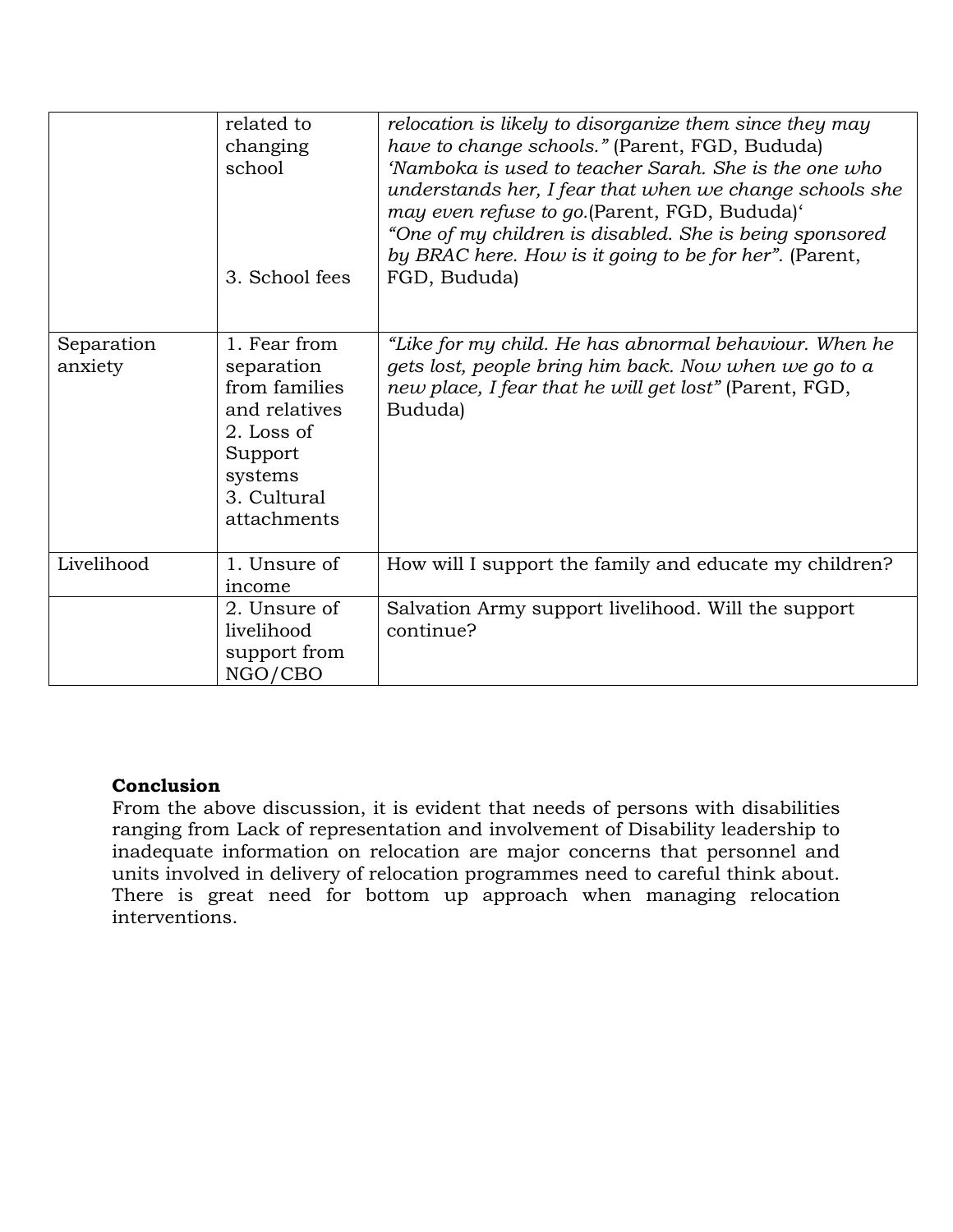| | | |
|---|---|---|
| | related to changing school<br><br>3. School fees | *relocation is likely to disorganize them since they may have to change schools."* (Parent, FGD, Bududa)<br>*'Namboka is used to teacher Sarah. She is the one who understands her, I fear that when we change schools she may even refuse to go.*(Parent, FGD, Bududa)'<br>*"One of my children is disabled. She is being sponsored by BRAC here. How is it going to be for her".* (Parent, FGD, Bududa) |
| Separation anxiety | 1. Fear from separation from families and relatives<br>2. Loss of Support systems<br>3. Cultural attachments | *"Like for my child. He has abnormal behaviour. When he gets lost, people bring him back. Now when we go to a new place, I fear that he will get lost"* (Parent, FGD, Bududa) |
| Livelihood | 1. Unsure of income | How will I support the family and educate my children? |
| | 2. Unsure of livelihood support from NGO/CBO | Salvation Army support livelihood. Will the support continue? |

**Conclusion**

From the above discussion, it is evident that needs of persons with disabilities ranging from Lack of representation and involvement of Disability leadership to inadequate information on relocation are major concerns that personnel and units involved in delivery of relocation programmes need to careful think about. There is great need for bottom up approach when managing relocation interventions.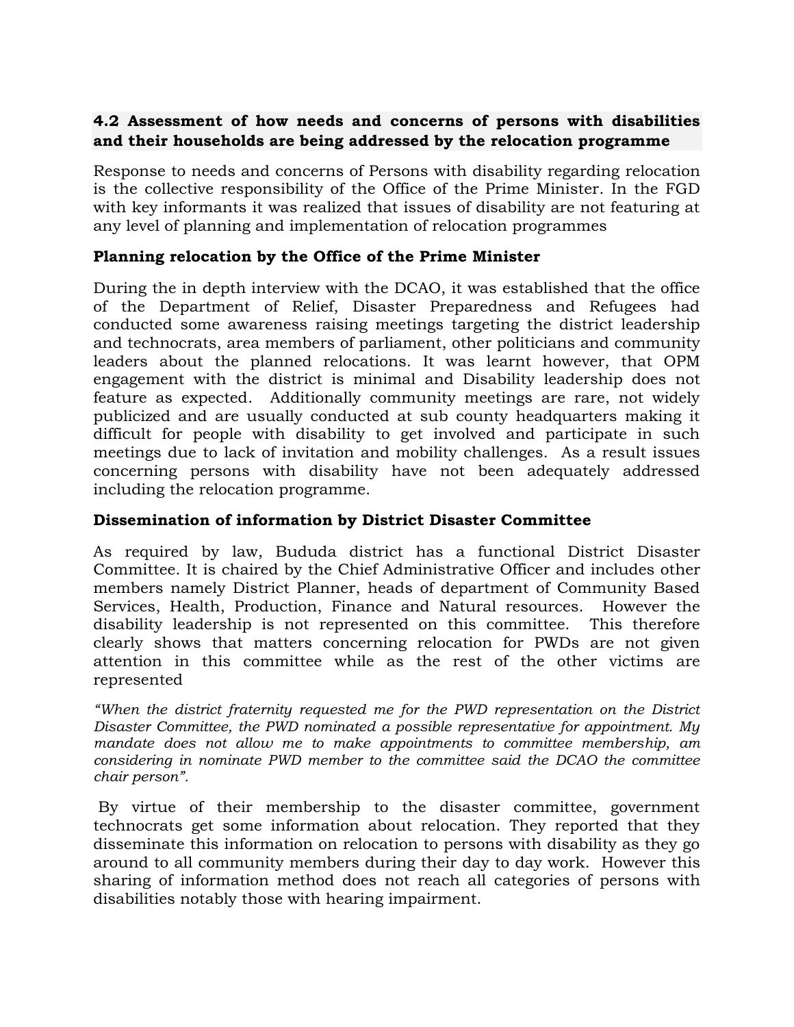### 4.2 Assessment of how needs and concerns of persons with disabilities and their households are being addressed by the relocation programme

Response to needs and concerns of Persons with disability regarding relocation is the collective responsibility of the Office of the Prime Minister. In the FGD with key informants it was realized that issues of disability are not featuring at any level of planning and implementation of relocation programmes

**Planning relocation by the Office of the Prime Minister**

During the in depth interview with the DCAO, it was established that the office of the Department of Relief, Disaster Preparedness and Refugees had conducted some awareness raising meetings targeting the district leadership and technocrats, area members of parliament, other politicians and community leaders about the planned relocations. It was learnt however, that OPM engagement with the district is minimal and Disability leadership does not feature as expected. Additionally community meetings are rare, not widely publicized and are usually conducted at sub county headquarters making it difficult for people with disability to get involved and participate in such meetings due to lack of invitation and mobility challenges. As a result issues concerning persons with disability have not been adequately addressed including the relocation programme.

**Dissemination of information by District Disaster Committee**

As required by law, Bududa district has a functional District Disaster Committee. It is chaired by the Chief Administrative Officer and includes other members namely District Planner, heads of department of Community Based Services, Health, Production, Finance and Natural resources. However the disability leadership is not represented on this committee. This therefore clearly shows that matters concerning relocation for PWDs are not given attention in this committee while as the rest of the other victims are represented

*"When the district fraternity requested me for the PWD representation on the District Disaster Committee, the PWD nominated a possible representative for appointment. My mandate does not allow me to make appointments to committee membership, am considering in nominate PWD member to the committee said the DCAO the committee chair person".*

By virtue of their membership to the disaster committee, government technocrats get some information about relocation. They reported that they disseminate this information on relocation to persons with disability as they go around to all community members during their day to day work. However this sharing of information method does not reach all categories of persons with disabilities notably those with hearing impairment.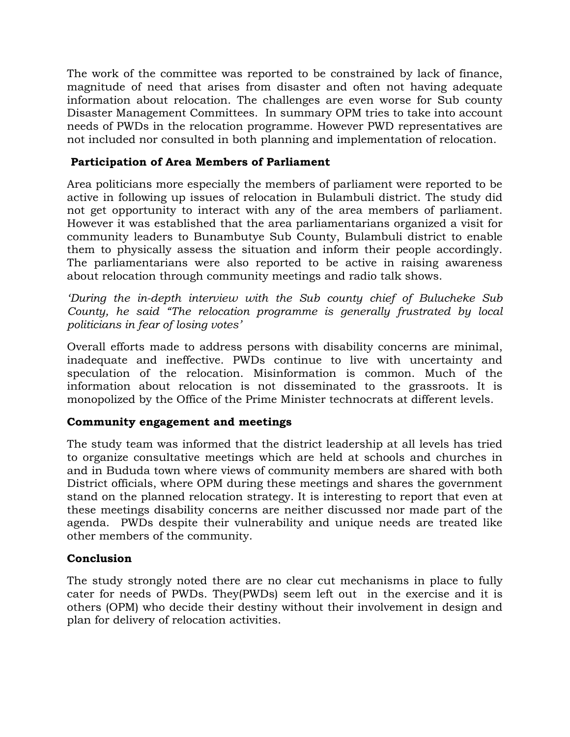The work of the committee was reported to be constrained by lack of finance, magnitude of need that arises from disaster and often not having adequate information about relocation. The challenges are even worse for Sub county Disaster Management Committees. In summary OPM tries to take into account needs of PWDs in the relocation programme. However PWD representatives are not included nor consulted in both planning and implementation of relocation.

**Participation of Area Members of Parliament**

Area politicians more especially the members of parliament were reported to be active in following up issues of relocation in Bulambuli district. The study did not get opportunity to interact with any of the area members of parliament. However it was established that the area parliamentarians organized a visit for community leaders to Bunambutye Sub County, Bulambuli district to enable them to physically assess the situation and inform their people accordingly. The parliamentarians were also reported to be active in raising awareness about relocation through community meetings and radio talk shows.

*'During the in-depth interview with the Sub county chief of Bulucheke Sub County, he said "The relocation programme is generally frustrated by local politicians in fear of losing votes'*

Overall efforts made to address persons with disability concerns are minimal, inadequate and ineffective. PWDs continue to live with uncertainty and speculation of the relocation. Misinformation is common. Much of the information about relocation is not disseminated to the grassroots. It is monopolized by the Office of the Prime Minister technocrats at different levels.

**Community engagement and meetings**

The study team was informed that the district leadership at all levels has tried to organize consultative meetings which are held at schools and churches in and in Bududa town where views of community members are shared with both District officials, where OPM during these meetings and shares the government stand on the planned relocation strategy. It is interesting to report that even at these meetings disability concerns are neither discussed nor made part of the agenda. PWDs despite their vulnerability and unique needs are treated like other members of the community.

**Conclusion**

The study strongly noted there are no clear cut mechanisms in place to fully cater for needs of PWDs. They(PWDs) seem left out in the exercise and it is others (OPM) who decide their destiny without their involvement in design and plan for delivery of relocation activities.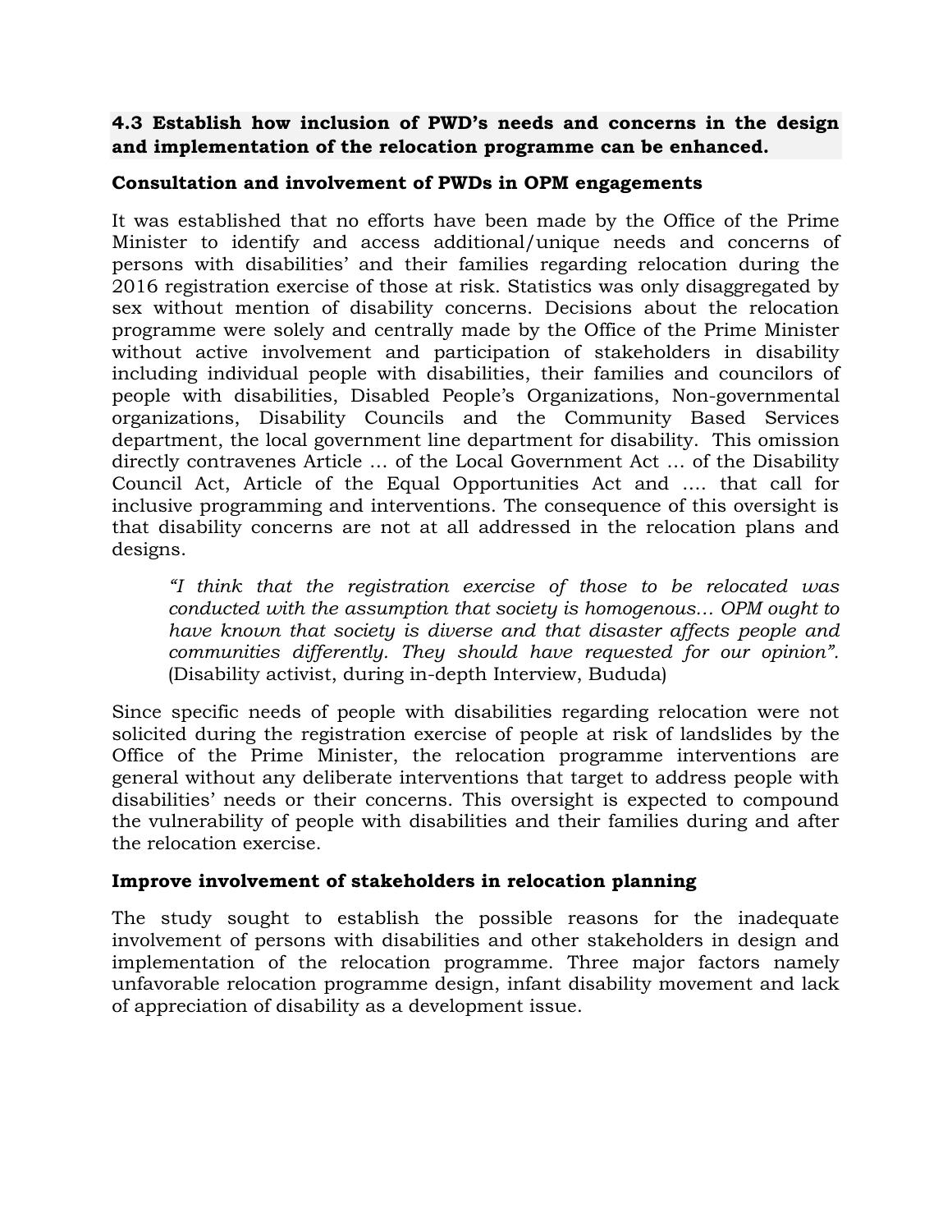**4.3 Establish how inclusion of PWD's needs and concerns in the design and implementation of the relocation programme can be enhanced.**

**Consultation and involvement of PWDs in OPM engagements**

It was established that no efforts have been made by the Office of the Prime Minister to identify and access additional/unique needs and concerns of persons with disabilities' and their families regarding relocation during the 2016 registration exercise of those at risk. Statistics was only disaggregated by sex without mention of disability concerns. Decisions about the relocation programme were solely and centrally made by the Office of the Prime Minister without active involvement and participation of stakeholders in disability including individual people with disabilities, their families and councilors of people with disabilities, Disabled People's Organizations, Non-governmental organizations, Disability Councils and the Community Based Services department, the local government line department for disability. This omission directly contravenes Article … of the Local Government Act … of the Disability Council Act, Article of the Equal Opportunities Act and …. that call for inclusive programming and interventions. The consequence of this oversight is that disability concerns are not at all addressed in the relocation plans and designs.

> *"I think that the registration exercise of those to be relocated was conducted with the assumption that society is homogenous… OPM ought to have known that society is diverse and that disaster affects people and communities differently. They should have requested for our opinion".* (Disability activist, during in-depth Interview, Bududa)

Since specific needs of people with disabilities regarding relocation were not solicited during the registration exercise of people at risk of landslides by the Office of the Prime Minister, the relocation programme interventions are general without any deliberate interventions that target to address people with disabilities' needs or their concerns. This oversight is expected to compound the vulnerability of people with disabilities and their families during and after the relocation exercise.

**Improve involvement of stakeholders in relocation planning**

The study sought to establish the possible reasons for the inadequate involvement of persons with disabilities and other stakeholders in design and implementation of the relocation programme. Three major factors namely unfavorable relocation programme design, infant disability movement and lack of appreciation of disability as a development issue.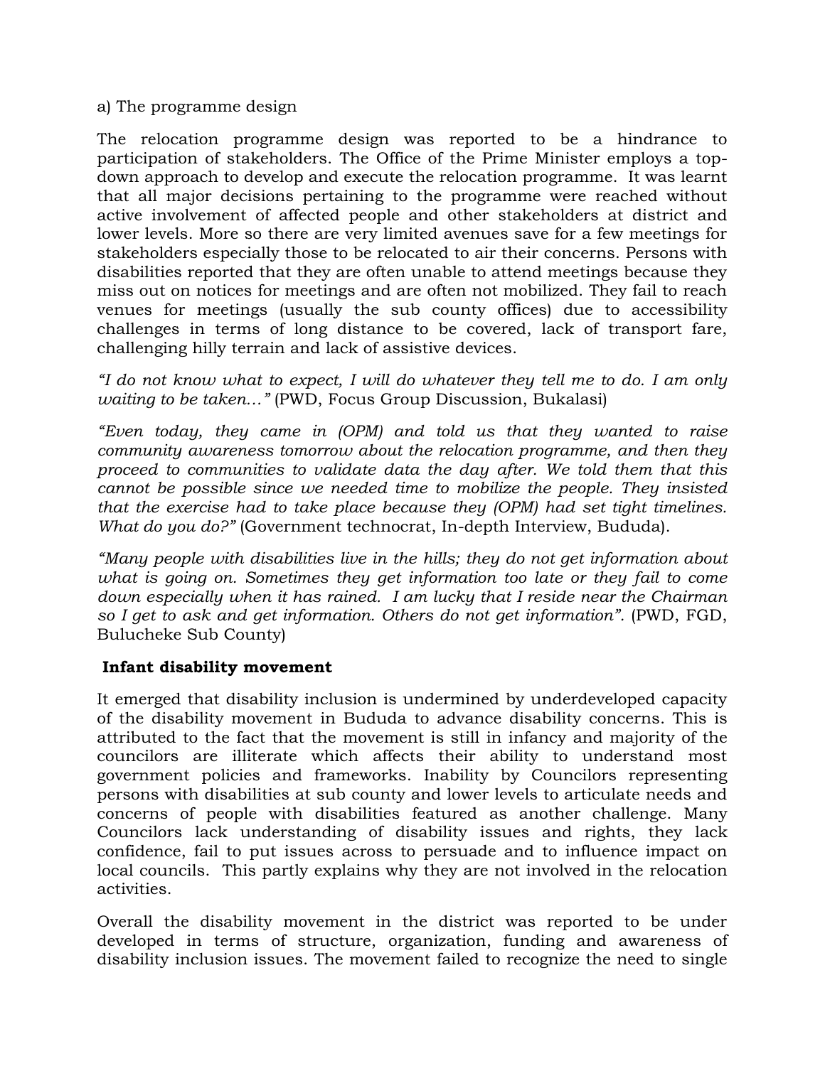a) The programme design

The relocation programme design was reported to be a hindrance to participation of stakeholders. The Office of the Prime Minister employs a top-down approach to develop and execute the relocation programme. It was learnt that all major decisions pertaining to the programme were reached without active involvement of affected people and other stakeholders at district and lower levels. More so there are very limited avenues save for a few meetings for stakeholders especially those to be relocated to air their concerns. Persons with disabilities reported that they are often unable to attend meetings because they miss out on notices for meetings and are often not mobilized. They fail to reach venues for meetings (usually the sub county offices) due to accessibility challenges in terms of long distance to be covered, lack of transport fare, challenging hilly terrain and lack of assistive devices.

*"I do not know what to expect, I will do whatever they tell me to do. I am only waiting to be taken…"* (PWD, Focus Group Discussion, Bukalasi)

*"Even today, they came in (OPM) and told us that they wanted to raise community awareness tomorrow about the relocation programme, and then they proceed to communities to validate data the day after. We told them that this cannot be possible since we needed time to mobilize the people. They insisted that the exercise had to take place because they (OPM) had set tight timelines. What do you do?"* (Government technocrat, In-depth Interview, Bududa).

*"Many people with disabilities live in the hills; they do not get information about what is going on. Sometimes they get information too late or they fail to come down especially when it has rained. I am lucky that I reside near the Chairman so I get to ask and get information. Others do not get information".* (PWD, FGD, Bulucheke Sub County)

**Infant disability movement**

It emerged that disability inclusion is undermined by underdeveloped capacity of the disability movement in Bududa to advance disability concerns. This is attributed to the fact that the movement is still in infancy and majority of the councilors are illiterate which affects their ability to understand most government policies and frameworks. Inability by Councilors representing persons with disabilities at sub county and lower levels to articulate needs and concerns of people with disabilities featured as another challenge. Many Councilors lack understanding of disability issues and rights, they lack confidence, fail to put issues across to persuade and to influence impact on local councils. This partly explains why they are not involved in the relocation activities.

Overall the disability movement in the district was reported to be under developed in terms of structure, organization, funding and awareness of disability inclusion issues. The movement failed to recognize the need to single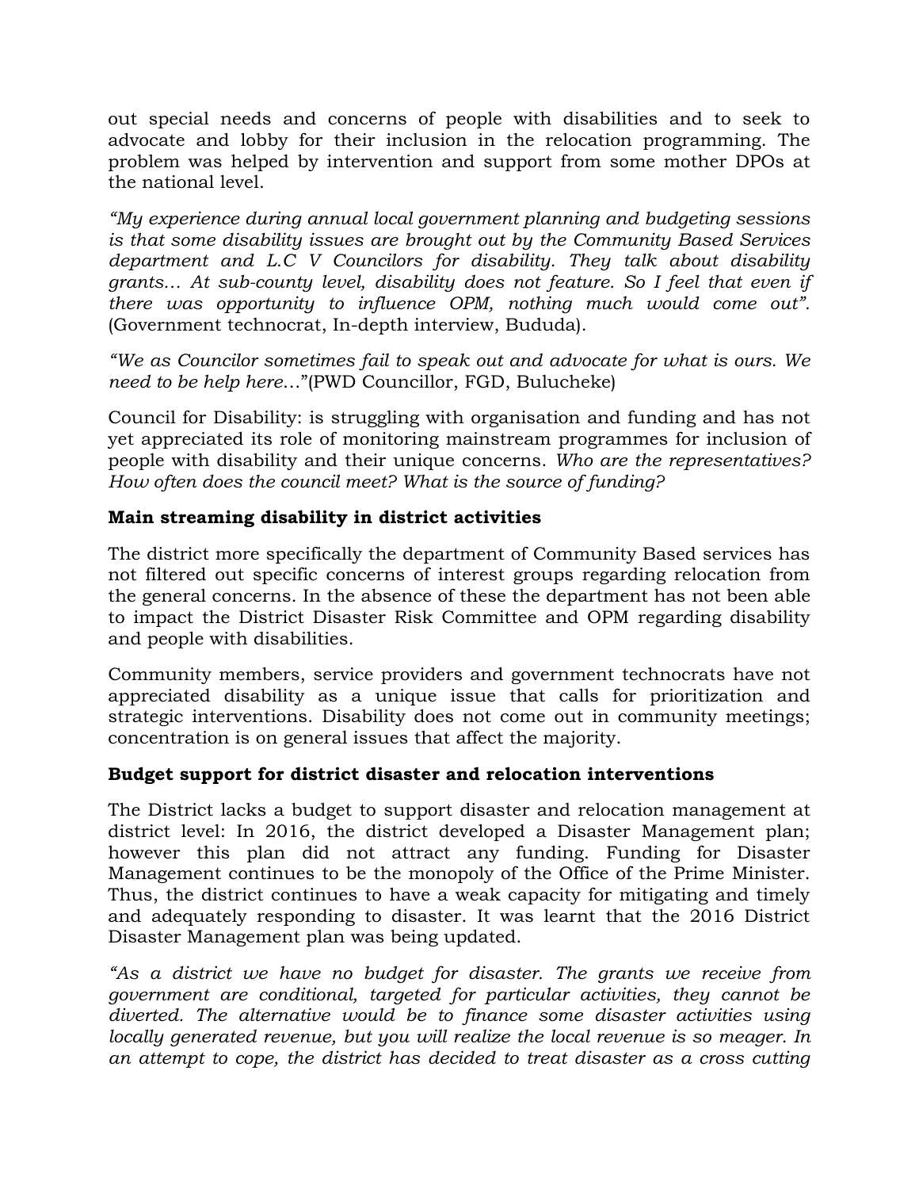out special needs and concerns of people with disabilities and to seek to advocate and lobby for their inclusion in the relocation programming. The problem was helped by intervention and support from some mother DPOs at the national level.

*"My experience during annual local government planning and budgeting sessions is that some disability issues are brought out by the Community Based Services department and L.C V Councilors for disability. They talk about disability grants… At sub-county level, disability does not feature. So I feel that even if there was opportunity to influence OPM, nothing much would come out".* (Government technocrat, In-depth interview, Bududa).

*"We as Councilor sometimes fail to speak out and advocate for what is ours. We need to be help here…"*(PWD Councillor, FGD, Bulucheke)

Council for Disability: is struggling with organisation and funding and has not yet appreciated its role of monitoring mainstream programmes for inclusion of people with disability and their unique concerns. *Who are the representatives? How often does the council meet? What is the source of funding?*

**Main streaming disability in district activities**

The district more specifically the department of Community Based services has not filtered out specific concerns of interest groups regarding relocation from the general concerns. In the absence of these the department has not been able to impact the District Disaster Risk Committee and OPM regarding disability and people with disabilities.

Community members, service providers and government technocrats have not appreciated disability as a unique issue that calls for prioritization and strategic interventions. Disability does not come out in community meetings; concentration is on general issues that affect the majority.

**Budget support for district disaster and relocation interventions**

The District lacks a budget to support disaster and relocation management at district level: In 2016, the district developed a Disaster Management plan; however this plan did not attract any funding. Funding for Disaster Management continues to be the monopoly of the Office of the Prime Minister. Thus, the district continues to have a weak capacity for mitigating and timely and adequately responding to disaster. It was learnt that the 2016 District Disaster Management plan was being updated.

*"As a district we have no budget for disaster. The grants we receive from government are conditional, targeted for particular activities, they cannot be diverted. The alternative would be to finance some disaster activities using locally generated revenue, but you will realize the local revenue is so meager. In an attempt to cope, the district has decided to treat disaster as a cross cutting*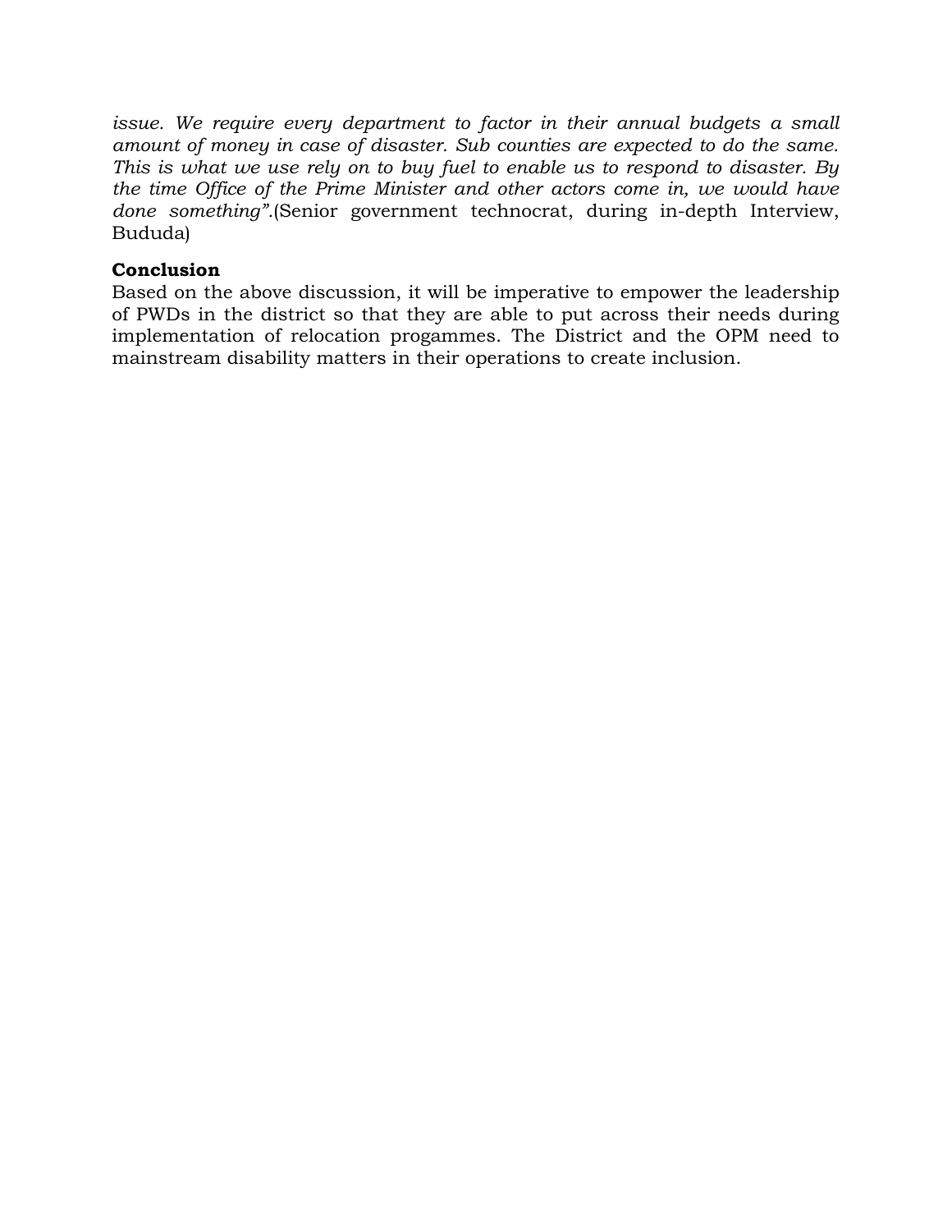*issue. We require every department to factor in their annual budgets a small amount of money in case of disaster. Sub counties are expected to do the same. This is what we use rely on to buy fuel to enable us to respond to disaster. By the time Office of the Prime Minister and other actors come in, we would have done something".*(Senior government technocrat, during in-depth Interview, Bududa)

**Conclusion**

Based on the above discussion, it will be imperative to empower the leadership of PWDs in the district so that they are able to put across their needs during implementation of relocation progammes. The District and the OPM need to mainstream disability matters in their operations to create inclusion.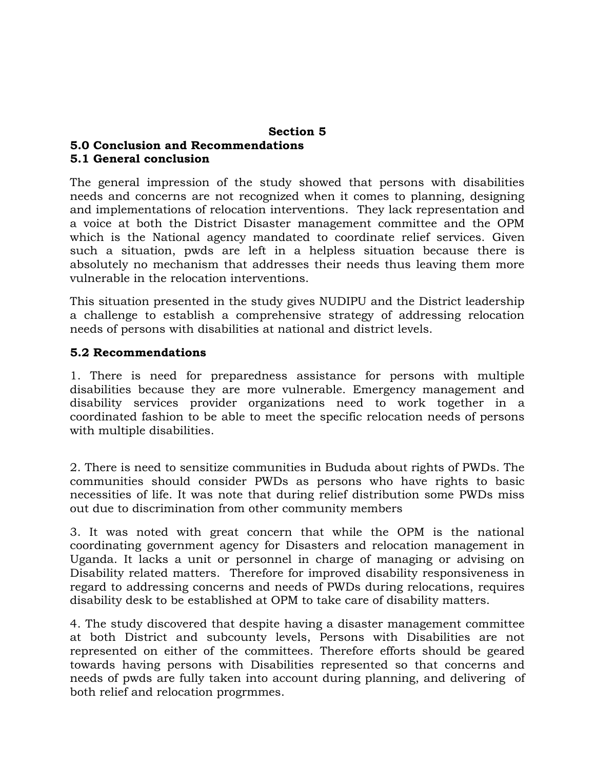**Section 5**

## 5.0 Conclusion and Recommendations

### 5.1 General conclusion

The general impression of the study showed that persons with disabilities needs and concerns are not recognized when it comes to planning, designing and implementations of relocation interventions. They lack representation and a voice at both the District Disaster management committee and the OPM which is the National agency mandated to coordinate relief services. Given such a situation, pwds are left in a helpless situation because there is absolutely no mechanism that addresses their needs thus leaving them more vulnerable in the relocation interventions.

This situation presented in the study gives NUDIPU and the District leadership a challenge to establish a comprehensive strategy of addressing relocation needs of persons with disabilities at national and district levels.

### 5.2 Recommendations

1. There is need for preparedness assistance for persons with multiple disabilities because they are more vulnerable. Emergency management and disability services provider organizations need to work together in a coordinated fashion to be able to meet the specific relocation needs of persons with multiple disabilities.

2. There is need to sensitize communities in Bududa about rights of PWDs. The communities should consider PWDs as persons who have rights to basic necessities of life. It was note that during relief distribution some PWDs miss out due to discrimination from other community members

3. It was noted with great concern that while the OPM is the national coordinating government agency for Disasters and relocation management in Uganda. It lacks a unit or personnel in charge of managing or advising on Disability related matters. Therefore for improved disability responsiveness in regard to addressing concerns and needs of PWDs during relocations, requires disability desk to be established at OPM to take care of disability matters.

4. The study discovered that despite having a disaster management committee at both District and subcounty levels, Persons with Disabilities are not represented on either of the committees. Therefore efforts should be geared towards having persons with Disabilities represented so that concerns and needs of pwds are fully taken into account during planning, and delivering of both relief and relocation progrmmes.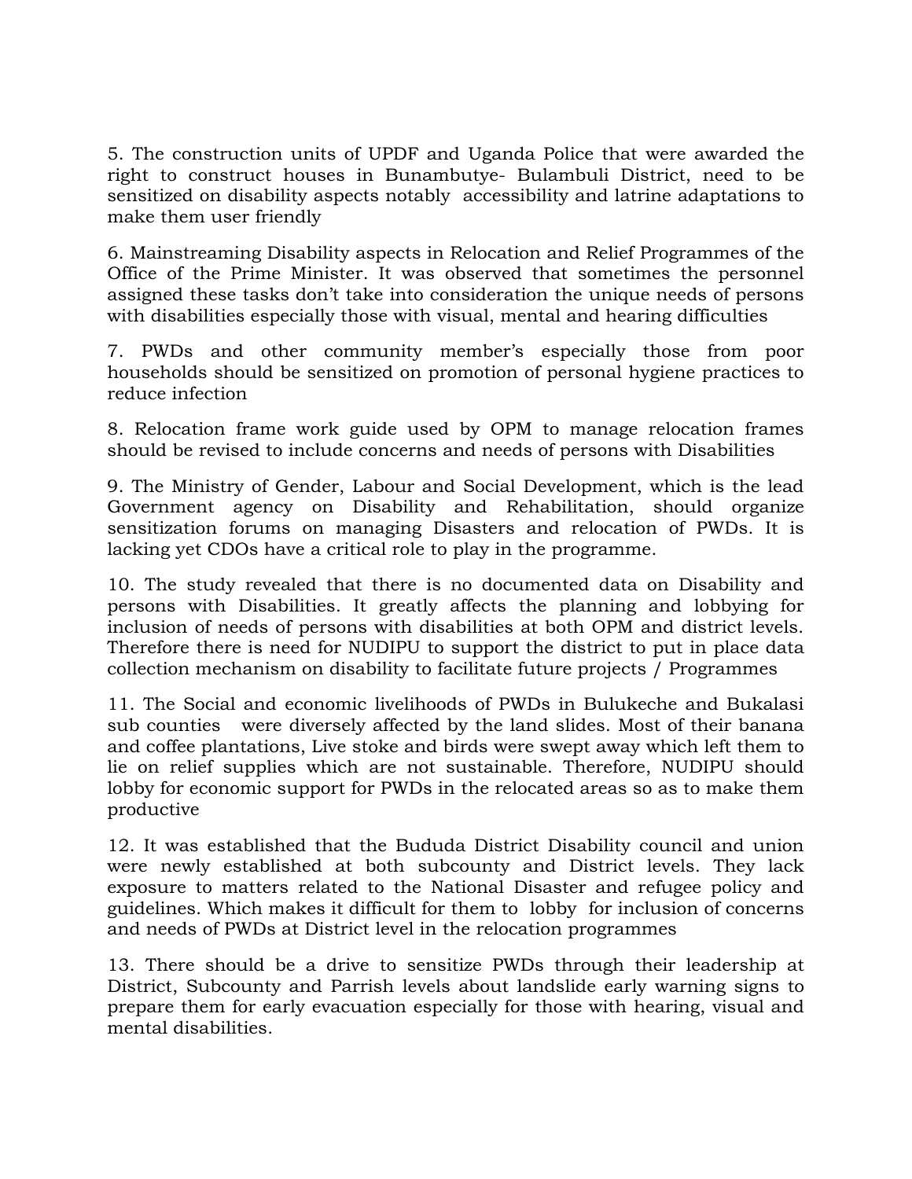5. The construction units of UPDF and Uganda Police that were awarded the right to construct houses in Bunambutye- Bulambuli District, need to be sensitized on disability aspects notably accessibility and latrine adaptations to make them user friendly

6. Mainstreaming Disability aspects in Relocation and Relief Programmes of the Office of the Prime Minister. It was observed that sometimes the personnel assigned these tasks don't take into consideration the unique needs of persons with disabilities especially those with visual, mental and hearing difficulties

7. PWDs and other community member's especially those from poor households should be sensitized on promotion of personal hygiene practices to reduce infection

8. Relocation frame work guide used by OPM to manage relocation frames should be revised to include concerns and needs of persons with Disabilities

9. The Ministry of Gender, Labour and Social Development, which is the lead Government agency on Disability and Rehabilitation, should organize sensitization forums on managing Disasters and relocation of PWDs. It is lacking yet CDOs have a critical role to play in the programme.

10. The study revealed that there is no documented data on Disability and persons with Disabilities. It greatly affects the planning and lobbying for inclusion of needs of persons with disabilities at both OPM and district levels. Therefore there is need for NUDIPU to support the district to put in place data collection mechanism on disability to facilitate future projects / Programmes

11. The Social and economic livelihoods of PWDs in Bulukeche and Bukalasi sub counties were diversely affected by the land slides. Most of their banana and coffee plantations, Live stoke and birds were swept away which left them to lie on relief supplies which are not sustainable. Therefore, NUDIPU should lobby for economic support for PWDs in the relocated areas so as to make them productive

12. It was established that the Bududa District Disability council and union were newly established at both subcounty and District levels. They lack exposure to matters related to the National Disaster and refugee policy and guidelines. Which makes it difficult for them to lobby for inclusion of concerns and needs of PWDs at District level in the relocation programmes

13. There should be a drive to sensitize PWDs through their leadership at District, Subcounty and Parrish levels about landslide early warning signs to prepare them for early evacuation especially for those with hearing, visual and mental disabilities.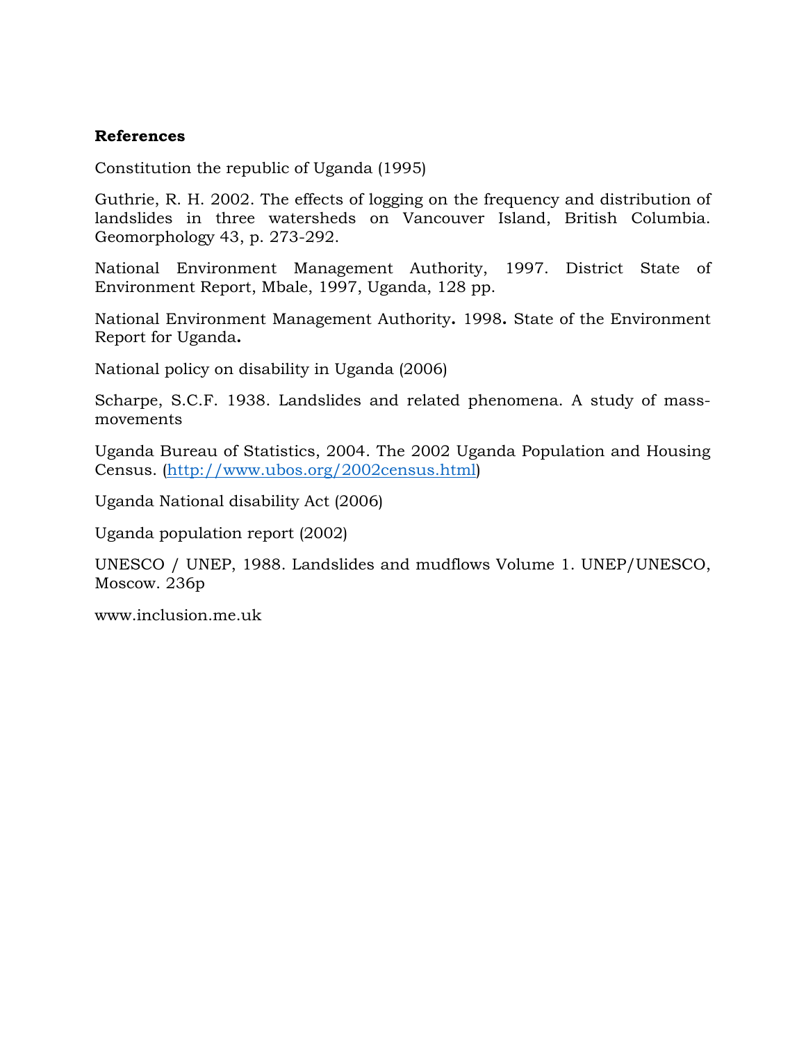**References**

Constitution the republic of Uganda (1995)

Guthrie, R. H. 2002. The effects of logging on the frequency and distribution of landslides in three watersheds on Vancouver Island, British Columbia. Geomorphology 43, p. 273-292.

National Environment Management Authority, 1997. District State of Environment Report, Mbale, 1997, Uganda, 128 pp.

National Environment Management Authority**.** 1998**.** State of the Environment Report for Uganda**.**

National policy on disability in Uganda (2006)

Scharpe, S.C.F. 1938. Landslides and related phenomena. A study of mass-movements

Uganda Bureau of Statistics, 2004. The 2002 Uganda Population and Housing Census. (http://www.ubos.org/2002census.html)

Uganda National disability Act (2006)

Uganda population report (2002)

UNESCO / UNEP, 1988. Landslides and mudflows Volume 1. UNEP/UNESCO, Moscow. 236p

www.inclusion.me.uk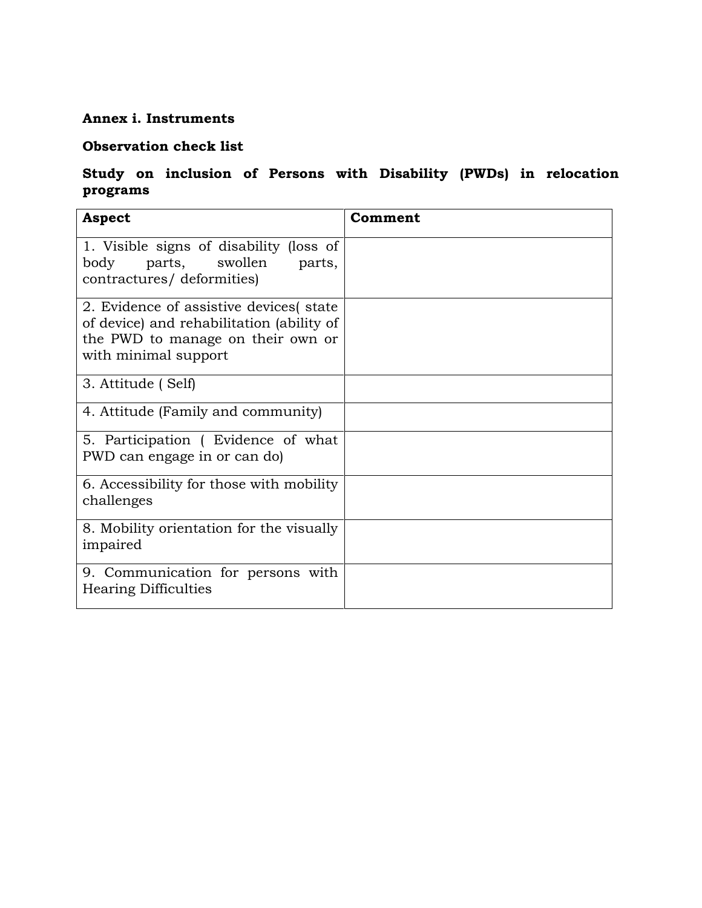**Annex i. Instruments**

**Observation check list**

**Study on inclusion of Persons with Disability (PWDs) in relocation programs**

| **Aspect** | **Comment** |
|---|---|
| 1. Visible signs of disability (loss of body parts, swollen parts, contractures/ deformities) | |
| 2. Evidence of assistive devices( state of device) and rehabilitation (ability of the PWD to manage on their own or with minimal support | |
| 3. Attitude ( Self) | |
| 4. Attitude (Family and community) | |
| 5. Participation ( Evidence of what PWD can engage in or can do) | |
| 6. Accessibility for those with mobility challenges | |
| 8. Mobility orientation for the visually impaired | |
| 9. Communication for persons with Hearing Difficulties | |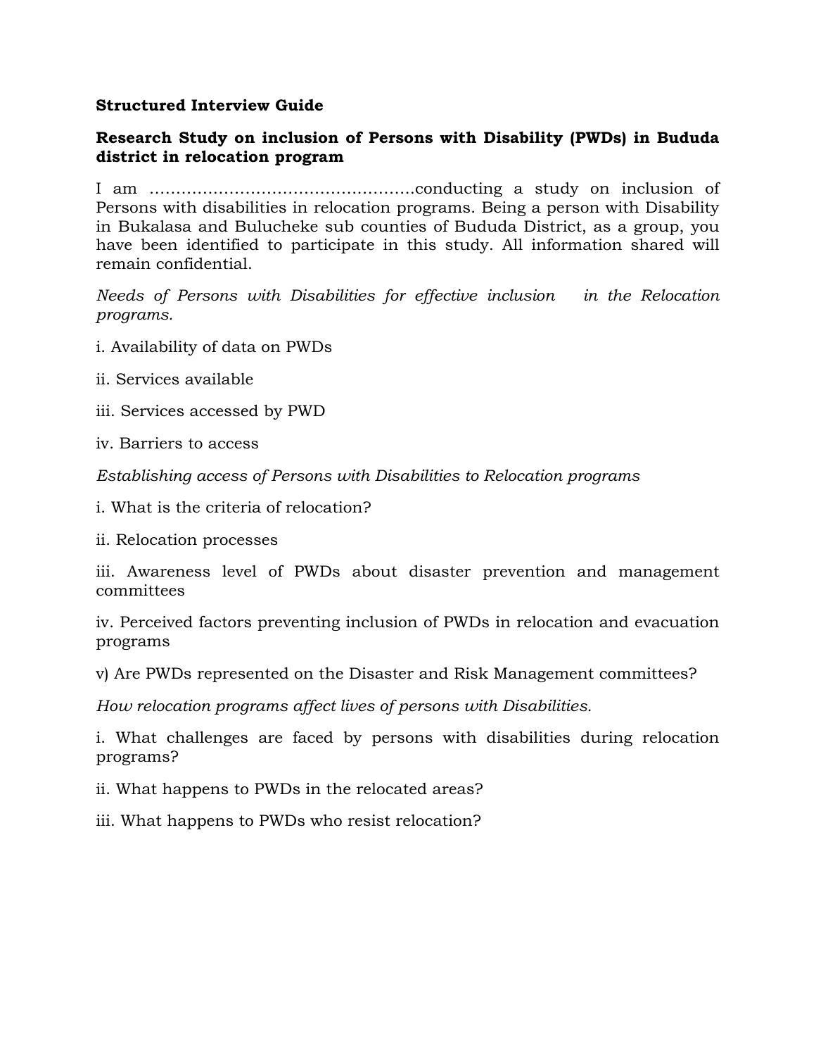**Structured Interview Guide**

**Research Study on inclusion of Persons with Disability (PWDs) in Bududa district in relocation program**

I am …………………………………………conducting a study on inclusion of Persons with disabilities in relocation programs. Being a person with Disability in Bukalasa and Bulucheke sub counties of Bududa District, as a group, you have been identified to participate in this study. All information shared will remain confidential.

*Needs of Persons with Disabilities for effective inclusion in the Relocation programs.*

i. Availability of data on PWDs

ii. Services available

iii. Services accessed by PWD

iv. Barriers to access

*Establishing access of Persons with Disabilities to Relocation programs*

i. What is the criteria of relocation?

ii. Relocation processes

iii. Awareness level of PWDs about disaster prevention and management committees

iv. Perceived factors preventing inclusion of PWDs in relocation and evacuation programs

v) Are PWDs represented on the Disaster and Risk Management committees?

*How relocation programs affect lives of persons with Disabilities.*

i. What challenges are faced by persons with disabilities during relocation programs?

ii. What happens to PWDs in the relocated areas?

iii. What happens to PWDs who resist relocation?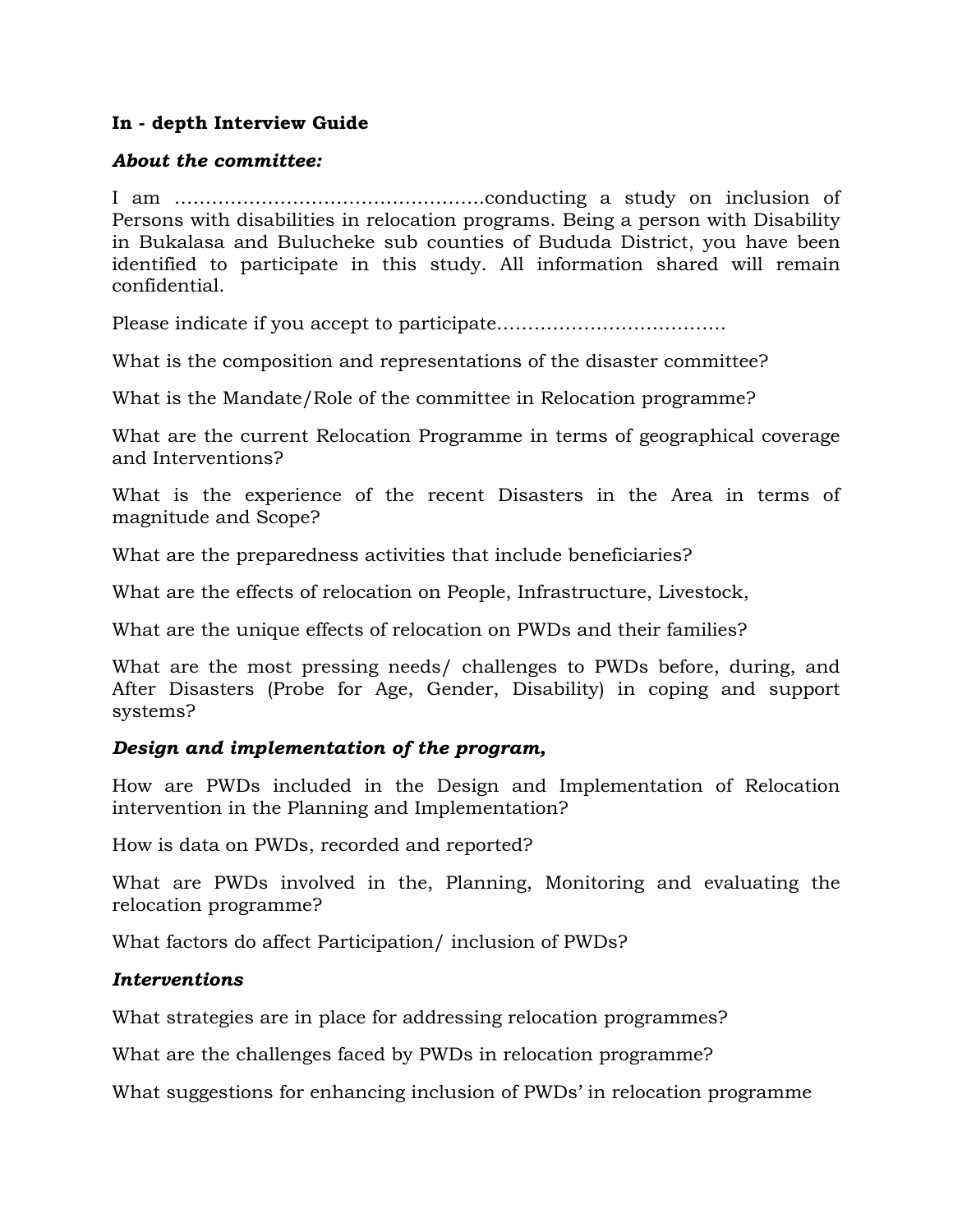**In - depth Interview Guide**

***About the committee:***

I am ……………………………………………conducting a study on inclusion of Persons with disabilities in relocation programs. Being a person with Disability in Bukalasa and Bulucheke sub counties of Bududa District, you have been identified to participate in this study. All information shared will remain confidential.

Please indicate if you accept to participate………………………………

What is the composition and representations of the disaster committee?

What is the Mandate/Role of the committee in Relocation programme?

What are the current Relocation Programme in terms of geographical coverage and Interventions?

What is the experience of the recent Disasters in the Area in terms of magnitude and Scope?

What are the preparedness activities that include beneficiaries?

What are the effects of relocation on People, Infrastructure, Livestock,

What are the unique effects of relocation on PWDs and their families?

What are the most pressing needs/ challenges to PWDs before, during, and After Disasters (Probe for Age, Gender, Disability) in coping and support systems?

***Design and implementation of the program,***

How are PWDs included in the Design and Implementation of Relocation intervention in the Planning and Implementation?

How is data on PWDs, recorded and reported?

What are PWDs involved in the, Planning, Monitoring and evaluating the relocation programme?

What factors do affect Participation/ inclusion of PWDs?

***Interventions***

What strategies are in place for addressing relocation programmes?

What are the challenges faced by PWDs in relocation programme?

What suggestions for enhancing inclusion of PWDs' in relocation programme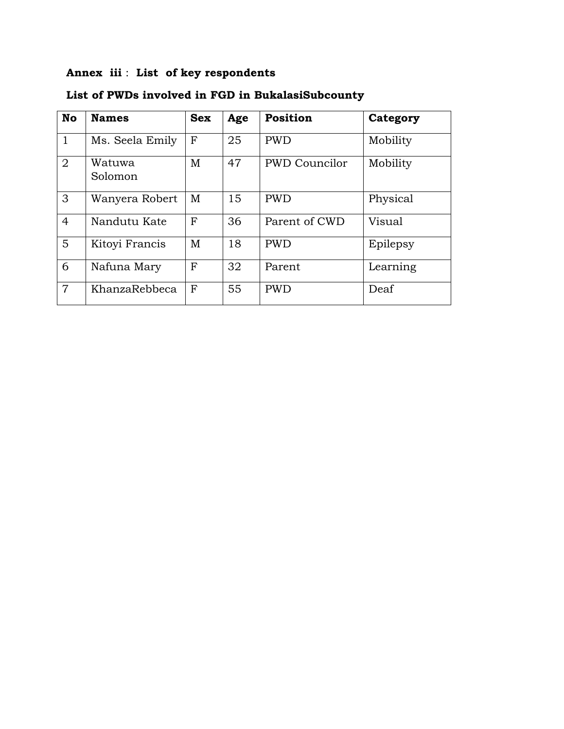**Annex iii** : **List of key respondents**

**List of PWDs involved in FGD in BukalasiSubcounty**

| No | Names | Sex | Age | Position | Category |
|---|---|---|---|---|---|
| 1 | Ms. Seela Emily | F | 25 | PWD | Mobility |
| 2 | Watuwa Solomon | M | 47 | PWD Councilor | Mobility |
| 3 | Wanyera Robert | M | 15 | PWD | Physical |
| 4 | Nandutu Kate | F | 36 | Parent of CWD | Visual |
| 5 | Kitoyi Francis | M | 18 | PWD | Epilepsy |
| 6 | Nafuna Mary | F | 32 | Parent | Learning |
| 7 | KhanzaRebbeca | F | 55 | PWD | Deaf |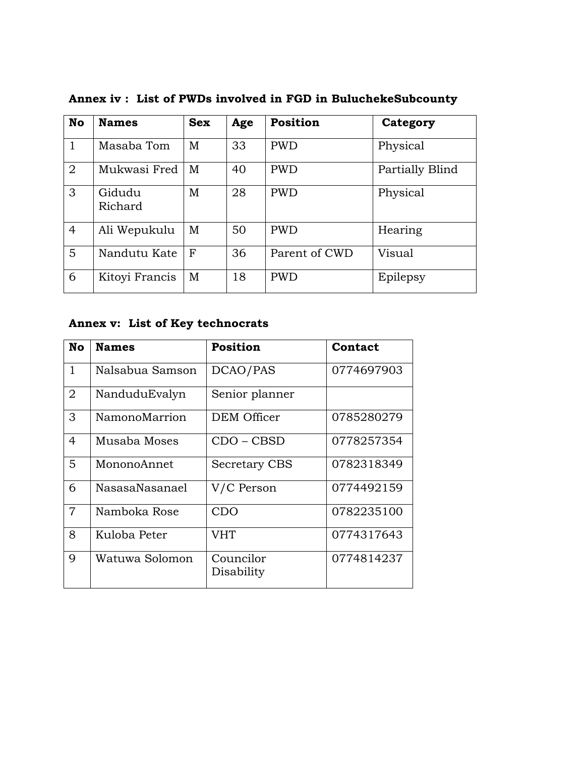**Annex iv : List of PWDs involved in FGD in BuluchekeSubcounty**

| No | Names | Sex | Age | Position | Category |
|---|---|---|---|---|---|
| 1 | Masaba Tom | M | 33 | PWD | Physical |
| 2 | Mukwasi Fred | M | 40 | PWD | Partially Blind |
| 3 | Gidudu Richard | M | 28 | PWD | Physical |
| 4 | Ali Wepukulu | M | 50 | PWD | Hearing |
| 5 | Nandutu Kate | F | 36 | Parent of CWD | Visual |
| 6 | Kitoyi Francis | M | 18 | PWD | Epilepsy |

**Annex v: List of Key technocrats**

| No | Names | Position | Contact |
|---|---|---|---|
| 1 | Nalsabua Samson | DCAO/PAS | 0774697903 |
| 2 | NanduduEvalyn | Senior planner | |
| 3 | NamonoMarrion | DEM Officer | 0785280279 |
| 4 | Musaba Moses | CDO – CBSD | 0778257354 |
| 5 | MononoAnnet | Secretary CBS | 0782318349 |
| 6 | NasasaNasanael | V/C Person | 0774492159 |
| 7 | Namboka Rose | CDO | 0782235100 |
| 8 | Kuloba Peter | VHT | 0774317643 |
| 9 | Watuwa Solomon | Councilor Disability | 0774814237 |